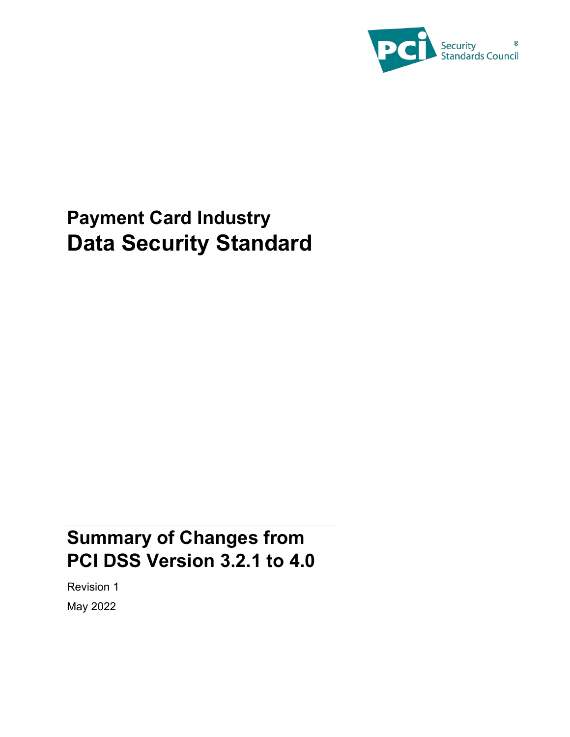PCI Security Standards Council®

# Payment Card Industry
# Data Security Standard

## Summary of Changes from PCI DSS Version 3.2.1 to 4.0

Revision 1

May 2022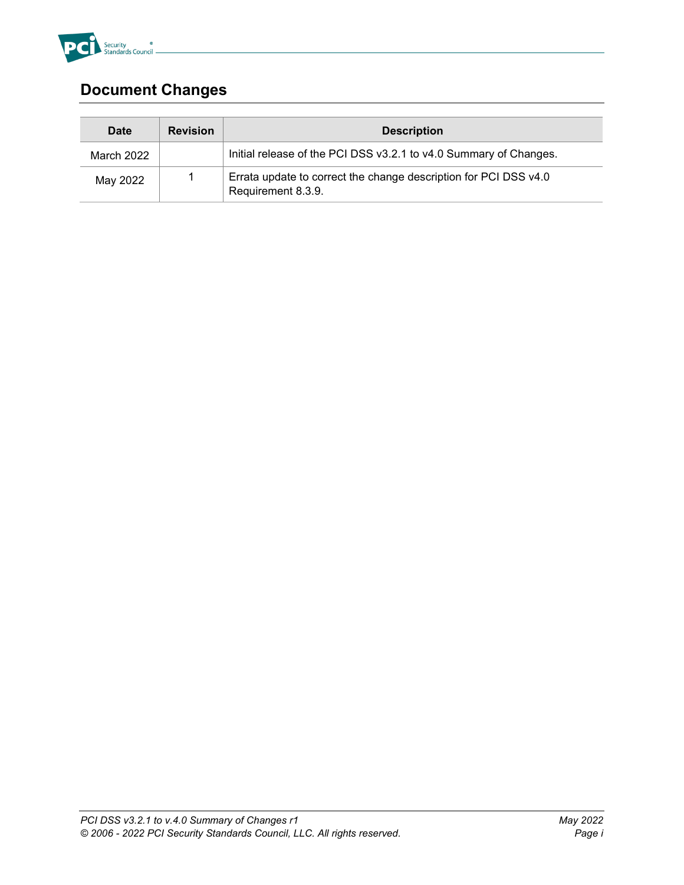## Document Changes

| Date | Revision | Description |
| --- | --- | --- |
| March 2022 | | Initial release of the PCI DSS v3.2.1 to v4.0 Summary of Changes. |
| May 2022 | 1 | Errata update to correct the change description for PCI DSS v4.0 Requirement 8.3.9. |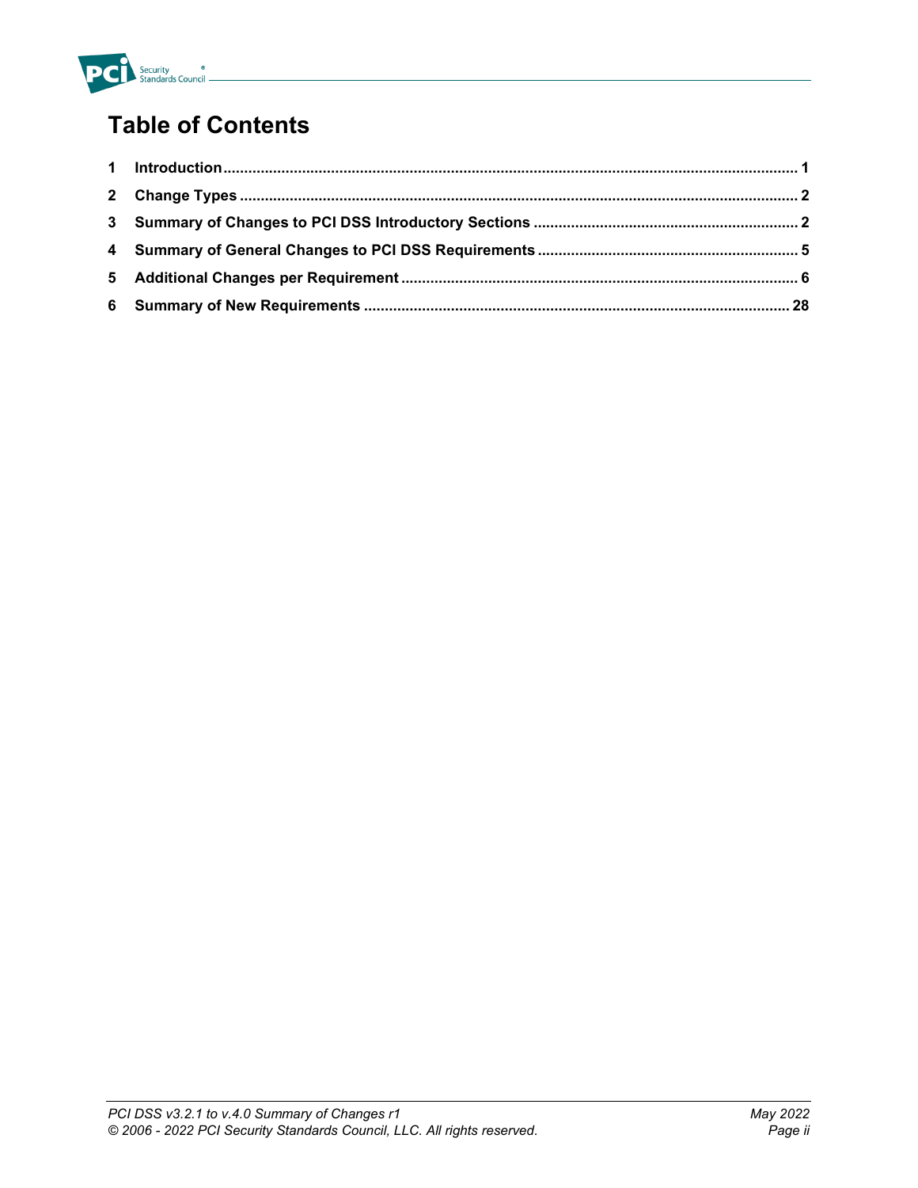# Table of Contents

| | | |
|---|---|---|
| 1 | Introduction | 1 |
| 2 | Change Types | 2 |
| 3 | Summary of Changes to PCI DSS Introductory Sections | 2 |
| 4 | Summary of General Changes to PCI DSS Requirements | 5 |
| 5 | Additional Changes per Requirement | 6 |
| 6 | Summary of New Requirements | 28 |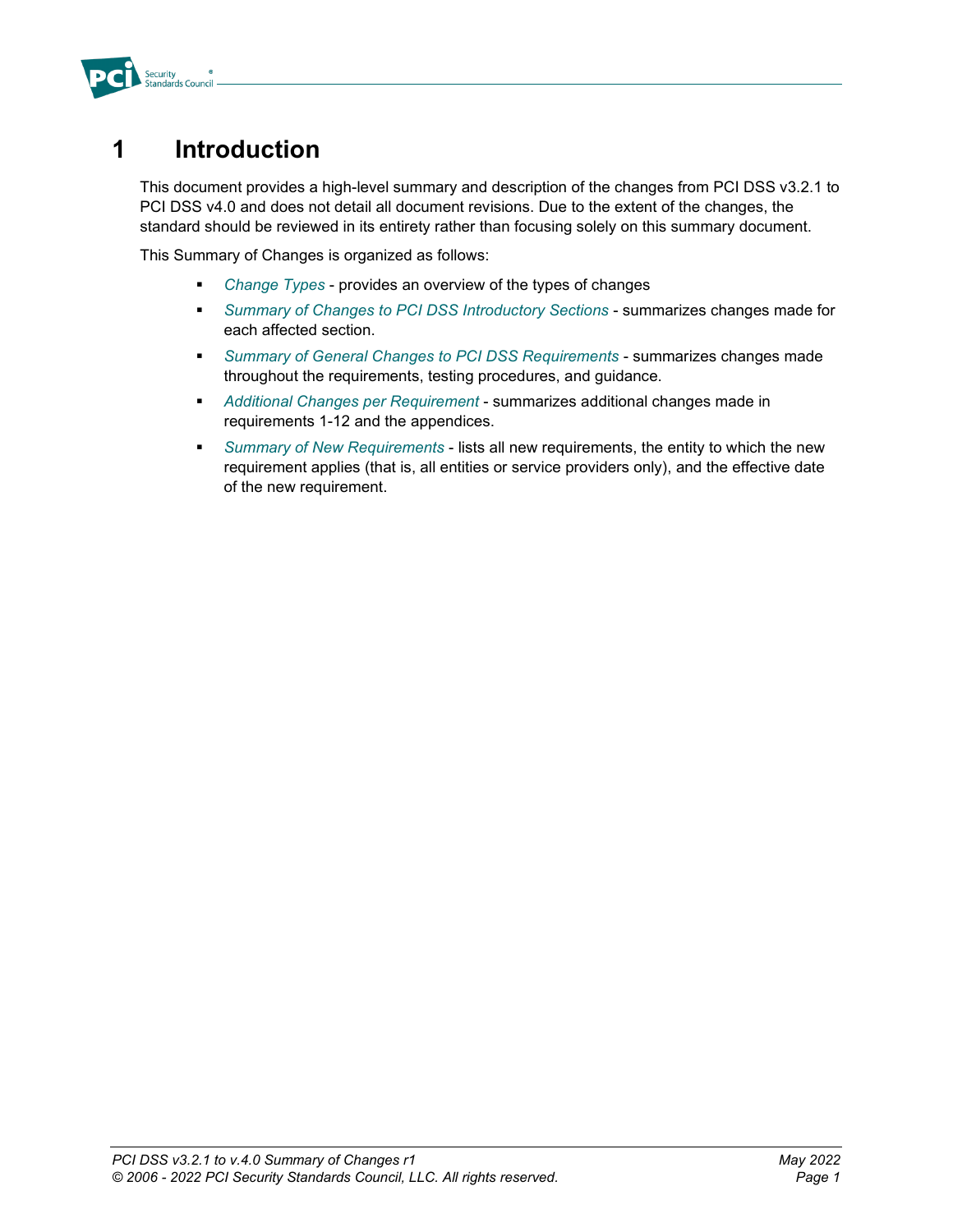# 1 Introduction

This document provides a high-level summary and description of the changes from PCI DSS v3.2.1 to PCI DSS v4.0 and does not detail all document revisions. Due to the extent of the changes, the standard should be reviewed in its entirety rather than focusing solely on this summary document.

This Summary of Changes is organized as follows:

- *Change Types* - provides an overview of the types of changes
- *Summary of Changes to PCI DSS Introductory Sections* - summarizes changes made for each affected section.
- *Summary of General Changes to PCI DSS Requirements* - summarizes changes made throughout the requirements, testing procedures, and guidance.
- *Additional Changes per Requirement* - summarizes additional changes made in requirements 1-12 and the appendices.
- *Summary of New Requirements* - lists all new requirements, the entity to which the new requirement applies (that is, all entities or service providers only), and the effective date of the new requirement.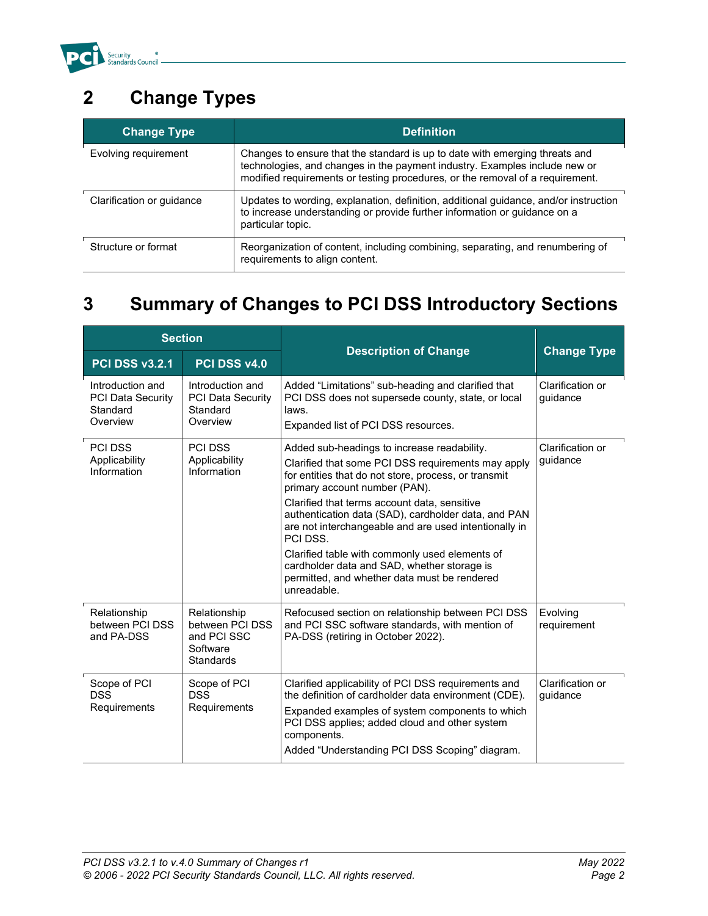## 2 Change Types

| Change Type | Definition |
|---|---|
| Evolving requirement | Changes to ensure that the standard is up to date with emerging threats and technologies, and changes in the payment industry. Examples include new or modified requirements or testing procedures, or the removal of a requirement. |
| Clarification or guidance | Updates to wording, explanation, definition, additional guidance, and/or instruction to increase understanding or provide further information or guidance on a particular topic. |
| Structure or format | Reorganization of content, including combining, separating, and renumbering of requirements to align content. |

## 3 Summary of Changes to PCI DSS Introductory Sections

| Section | | Description of Change | Change Type |
|---|---|---|---|
| PCI DSS v3.2.1 | PCI DSS v4.0 | | |
| Introduction and PCI Data Security Standard Overview | Introduction and PCI Data Security Standard Overview | Added "Limitations" sub-heading and clarified that PCI DSS does not supersede county, state, or local laws.<br>Expanded list of PCI DSS resources. | Clarification or guidance |
| PCI DSS Applicability Information | PCI DSS Applicability Information | Added sub-headings to increase readability.<br>Clarified that some PCI DSS requirements may apply for entities that do not store, process, or transmit primary account number (PAN).<br>Clarified that terms account data, sensitive authentication data (SAD), cardholder data, and PAN are not interchangeable and are used intentionally in PCI DSS.<br>Clarified table with commonly used elements of cardholder data and SAD, whether storage is permitted, and whether data must be rendered unreadable. | Clarification or guidance |
| Relationship between PCI DSS and PA-DSS | Relationship between PCI DSS and PCI SSC Software Standards | Refocused section on relationship between PCI DSS and PCI SSC software standards, with mention of PA-DSS (retiring in October 2022). | Evolving requirement |
| Scope of PCI DSS Requirements | Scope of PCI DSS Requirements | Clarified applicability of PCI DSS requirements and the definition of cardholder data environment (CDE).<br>Expanded examples of system components to which PCI DSS applies; added cloud and other system components.<br>Added "Understanding PCI DSS Scoping" diagram. | Clarification or guidance |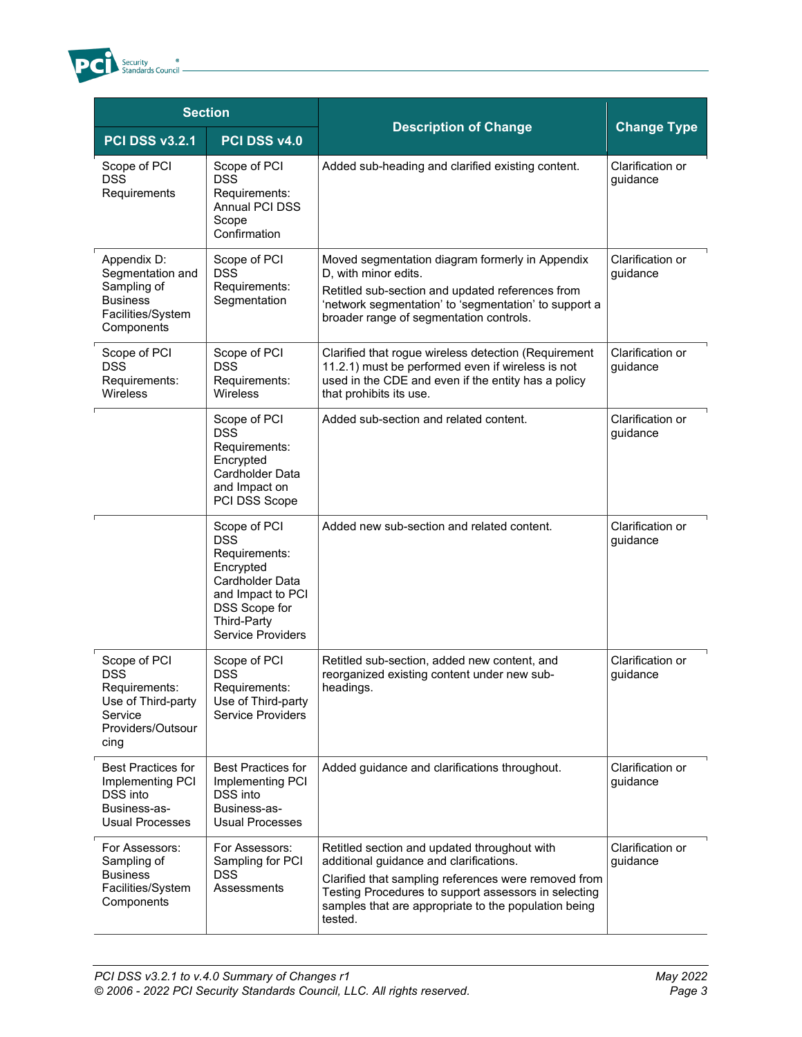| Section | | Description of Change | Change Type |
|---|---|---|---|
| **PCI DSS v3.2.1** | **PCI DSS v4.0** | | |
| Scope of PCI DSS Requirements | Scope of PCI DSS Requirements: Annual PCI DSS Scope Confirmation | Added sub-heading and clarified existing content. | Clarification or guidance |
| Appendix D: Segmentation and Sampling of Business Facilities/System Components | Scope of PCI DSS Requirements: Segmentation | Moved segmentation diagram formerly in Appendix D, with minor edits.<br>Retitled sub-section and updated references from 'network segmentation' to 'segmentation' to support a broader range of segmentation controls. | Clarification or guidance |
| Scope of PCI DSS Requirements: Wireless | Scope of PCI DSS Requirements: Wireless | Clarified that rogue wireless detection (Requirement 11.2.1) must be performed even if wireless is not used in the CDE and even if the entity has a policy that prohibits its use. | Clarification or guidance |
| | Scope of PCI DSS Requirements: Encrypted Cardholder Data and Impact on PCI DSS Scope | Added sub-section and related content. | Clarification or guidance |
| | Scope of PCI DSS Requirements: Encrypted Cardholder Data and Impact to PCI DSS Scope for Third-Party Service Providers | Added new sub-section and related content. | Clarification or guidance |
| Scope of PCI DSS Requirements: Use of Third-party Service Providers/Outsourcing | Scope of PCI DSS Requirements: Use of Third-party Service Providers | Retitled sub-section, added new content, and reorganized existing content under new sub-headings. | Clarification or guidance |
| Best Practices for Implementing PCI DSS into Business-as-Usual Processes | Best Practices for Implementing PCI DSS into Business-as-Usual Processes | Added guidance and clarifications throughout. | Clarification or guidance |
| For Assessors: Sampling of Business Facilities/System Components | For Assessors: Sampling for PCI DSS Assessments | Retitled section and updated throughout with additional guidance and clarifications.<br>Clarified that sampling references were removed from Testing Procedures to support assessors in selecting samples that are appropriate to the population being tested. | Clarification or guidance |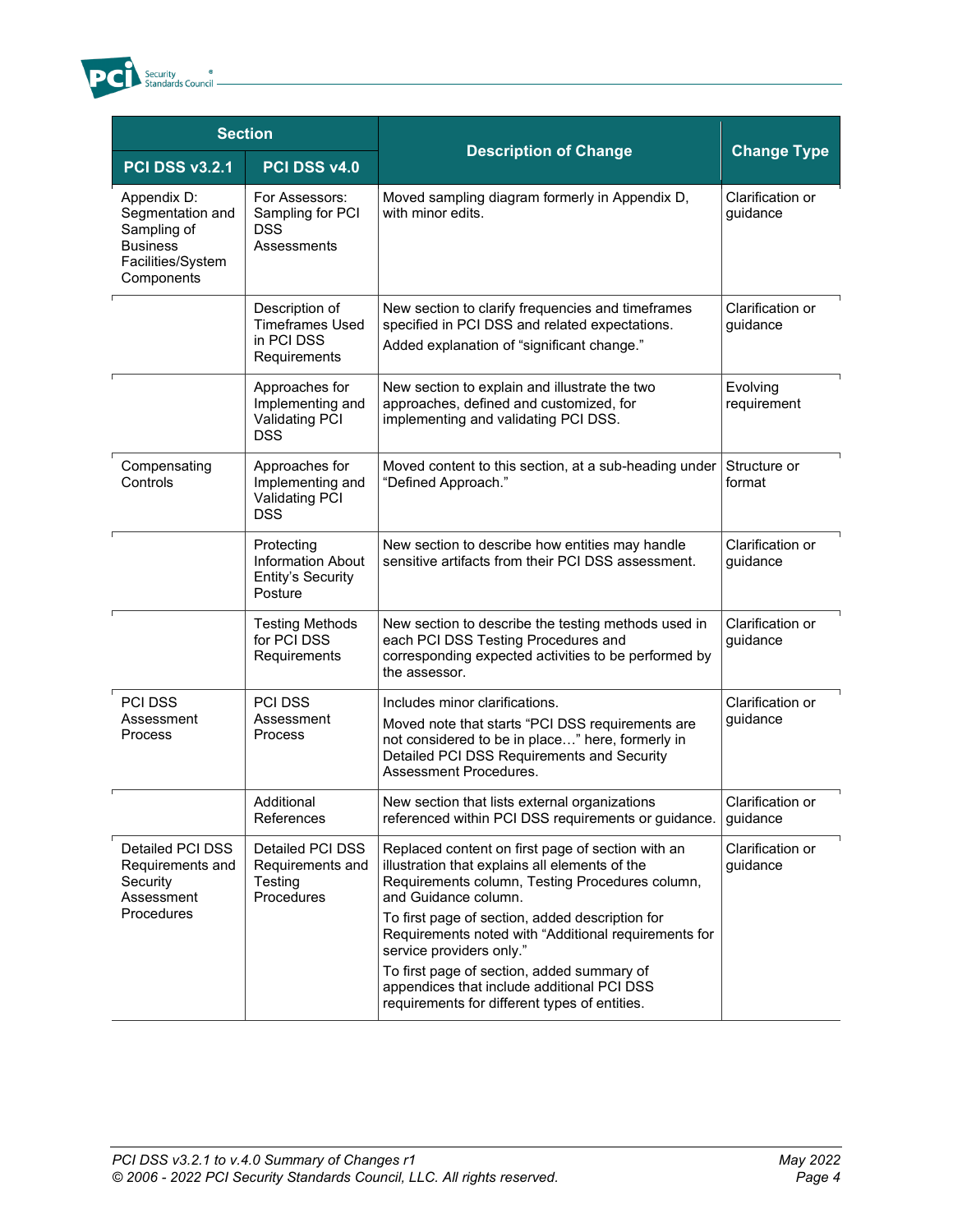| Section | | Description of Change | Change Type |
|---|---|---|---|
| PCI DSS v3.2.1 | PCI DSS v4.0 | | |
| Appendix D: Segmentation and Sampling of Business Facilities/System Components | For Assessors: Sampling for PCI DSS Assessments | Moved sampling diagram formerly in Appendix D, with minor edits. | Clarification or guidance |
| | Description of Timeframes Used in PCI DSS Requirements | New section to clarify frequencies and timeframes specified in PCI DSS and related expectations.<br>Added explanation of "significant change." | Clarification or guidance |
| | Approaches for Implementing and Validating PCI DSS | New section to explain and illustrate the two approaches, defined and customized, for implementing and validating PCI DSS. | Evolving requirement |
| Compensating Controls | Approaches for Implementing and Validating PCI DSS | Moved content to this section, at a sub-heading under "Defined Approach." | Structure or format |
| | Protecting Information About Entity's Security Posture | New section to describe how entities may handle sensitive artifacts from their PCI DSS assessment. | Clarification or guidance |
| | Testing Methods for PCI DSS Requirements | New section to describe the testing methods used in each PCI DSS Testing Procedures and corresponding expected activities to be performed by the assessor. | Clarification or guidance |
| PCI DSS Assessment Process | PCI DSS Assessment Process | Includes minor clarifications.<br>Moved note that starts "PCI DSS requirements are not considered to be in place…" here, formerly in Detailed PCI DSS Requirements and Security Assessment Procedures. | Clarification or guidance |
| | Additional References | New section that lists external organizations referenced within PCI DSS requirements or guidance. | Clarification or guidance |
| Detailed PCI DSS Requirements and Security Assessment Procedures | Detailed PCI DSS Requirements and Testing Procedures | Replaced content on first page of section with an illustration that explains all elements of the Requirements column, Testing Procedures column, and Guidance column.<br>To first page of section, added description for Requirements noted with "Additional requirements for service providers only."<br>To first page of section, added summary of appendices that include additional PCI DSS requirements for different types of entities. | Clarification or guidance |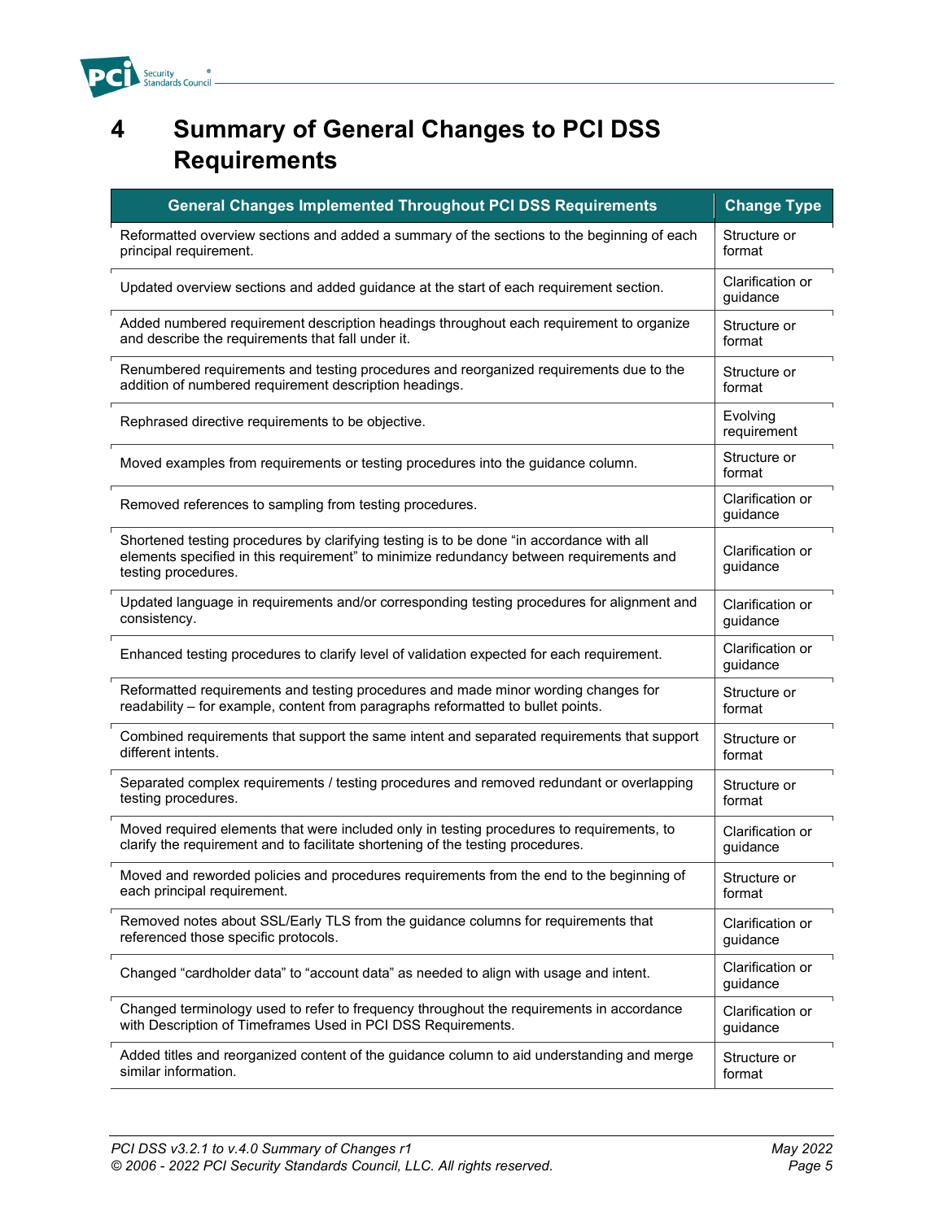# 4 Summary of General Changes to PCI DSS Requirements

| General Changes Implemented Throughout PCI DSS Requirements | Change Type |
|---|---|
| Reformatted overview sections and added a summary of the sections to the beginning of each principal requirement. | Structure or format |
| Updated overview sections and added guidance at the start of each requirement section. | Clarification or guidance |
| Added numbered requirement description headings throughout each requirement to organize and describe the requirements that fall under it. | Structure or format |
| Renumbered requirements and testing procedures and reorganized requirements due to the addition of numbered requirement description headings. | Structure or format |
| Rephrased directive requirements to be objective. | Evolving requirement |
| Moved examples from requirements or testing procedures into the guidance column. | Structure or format |
| Removed references to sampling from testing procedures. | Clarification or guidance |
| Shortened testing procedures by clarifying testing is to be done "in accordance with all elements specified in this requirement" to minimize redundancy between requirements and testing procedures. | Clarification or guidance |
| Updated language in requirements and/or corresponding testing procedures for alignment and consistency. | Clarification or guidance |
| Enhanced testing procedures to clarify level of validation expected for each requirement. | Clarification or guidance |
| Reformatted requirements and testing procedures and made minor wording changes for readability – for example, content from paragraphs reformatted to bullet points. | Structure or format |
| Combined requirements that support the same intent and separated requirements that support different intents. | Structure or format |
| Separated complex requirements / testing procedures and removed redundant or overlapping testing procedures. | Structure or format |
| Moved required elements that were included only in testing procedures to requirements, to clarify the requirement and to facilitate shortening of the testing procedures. | Clarification or guidance |
| Moved and reworded policies and procedures requirements from the end to the beginning of each principal requirement. | Structure or format |
| Removed notes about SSL/Early TLS from the guidance columns for requirements that referenced those specific protocols. | Clarification or guidance |
| Changed "cardholder data" to "account data" as needed to align with usage and intent. | Clarification or guidance |
| Changed terminology used to refer to frequency throughout the requirements in accordance with Description of Timeframes Used in PCI DSS Requirements. | Clarification or guidance |
| Added titles and reorganized content of the guidance column to aid understanding and merge similar information. | Structure or format |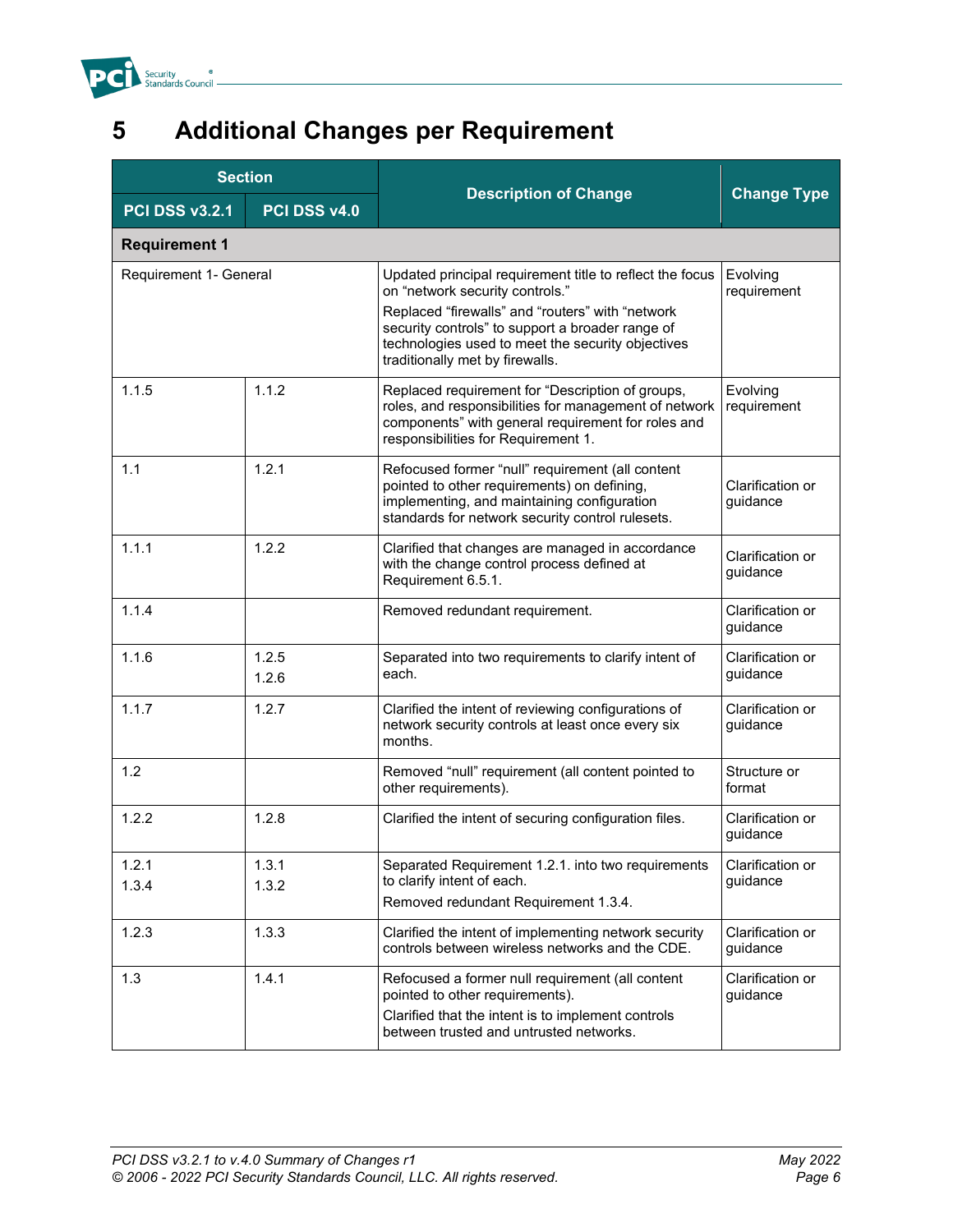# 5 Additional Changes per Requirement

| Section | | Description of Change | Change Type |
|---|---|---|---|
| **PCI DSS v3.2.1** | **PCI DSS v4.0** | | |
| **Requirement 1** | | | |
| Requirement 1- General | | Updated principal requirement title to reflect the focus on "network security controls."<br>Replaced "firewalls" and "routers" with "network security controls" to support a broader range of technologies used to meet the security objectives traditionally met by firewalls. | Evolving requirement |
| 1.1.5 | 1.1.2 | Replaced requirement for "Description of groups, roles, and responsibilities for management of network components" with general requirement for roles and responsibilities for Requirement 1. | Evolving requirement |
| 1.1 | 1.2.1 | Refocused former "null" requirement (all content pointed to other requirements) on defining, implementing, and maintaining configuration standards for network security control rulesets. | Clarification or guidance |
| 1.1.1 | 1.2.2 | Clarified that changes are managed in accordance with the change control process defined at Requirement 6.5.1. | Clarification or guidance |
| 1.1.4 | | Removed redundant requirement. | Clarification or guidance |
| 1.1.6 | 1.2.5<br>1.2.6 | Separated into two requirements to clarify intent of each. | Clarification or guidance |
| 1.1.7 | 1.2.7 | Clarified the intent of reviewing configurations of network security controls at least once every six months. | Clarification or guidance |
| 1.2 | | Removed "null" requirement (all content pointed to other requirements). | Structure or format |
| 1.2.2 | 1.2.8 | Clarified the intent of securing configuration files. | Clarification or guidance |
| 1.2.1<br>1.3.4 | 1.3.1<br>1.3.2 | Separated Requirement 1.2.1. into two requirements to clarify intent of each.<br>Removed redundant Requirement 1.3.4. | Clarification or guidance |
| 1.2.3 | 1.3.3 | Clarified the intent of implementing network security controls between wireless networks and the CDE. | Clarification or guidance |
| 1.3 | 1.4.1 | Refocused a former null requirement (all content pointed to other requirements).<br>Clarified that the intent is to implement controls between trusted and untrusted networks. | Clarification or guidance |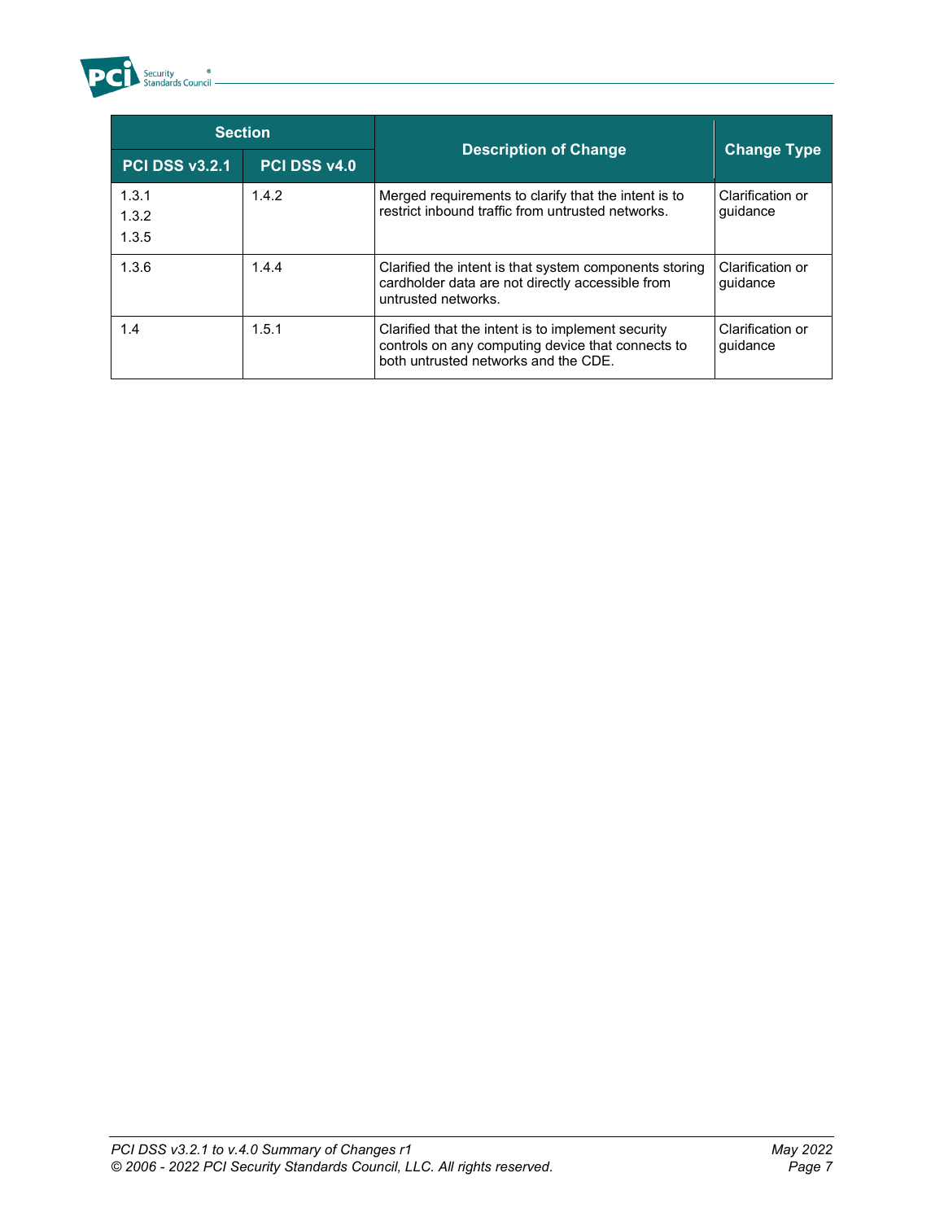| Section | | Description of Change | Change Type |
|---|---|---|---|
| PCI DSS v3.2.1 | PCI DSS v4.0 | | |
| 1.3.1<br>1.3.2<br>1.3.5 | 1.4.2 | Merged requirements to clarify that the intent is to restrict inbound traffic from untrusted networks. | Clarification or guidance |
| 1.3.6 | 1.4.4 | Clarified the intent is that system components storing cardholder data are not directly accessible from untrusted networks. | Clarification or guidance |
| 1.4 | 1.5.1 | Clarified that the intent is to implement security controls on any computing device that connects to both untrusted networks and the CDE. | Clarification or guidance |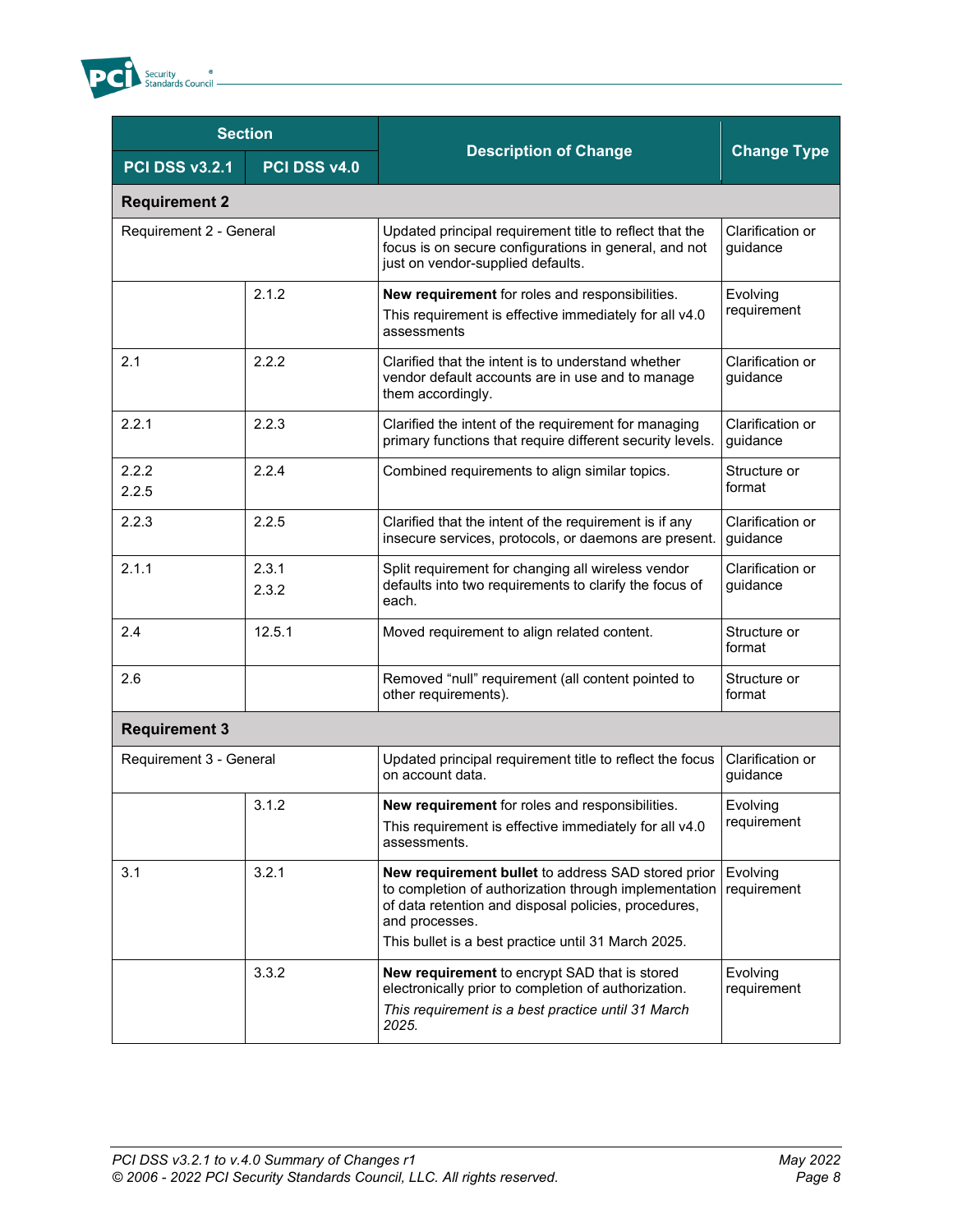| Section | | Description of Change | Change Type |
|---|---|---|---|
| PCI DSS v3.2.1 | PCI DSS v4.0 | | |
| **Requirement 2** | | | |
| Requirement 2 - General | | Updated principal requirement title to reflect that the focus is on secure configurations in general, and not just on vendor-supplied defaults. | Clarification or guidance |
| | 2.1.2 | **New requirement** for roles and responsibilities. This requirement is effective immediately for all v4.0 assessments | Evolving requirement |
| 2.1 | 2.2.2 | Clarified that the intent is to understand whether vendor default accounts are in use and to manage them accordingly. | Clarification or guidance |
| 2.2.1 | 2.2.3 | Clarified the intent of the requirement for managing primary functions that require different security levels. | Clarification or guidance |
| 2.2.2<br>2.2.5 | 2.2.4 | Combined requirements to align similar topics. | Structure or format |
| 2.2.3 | 2.2.5 | Clarified that the intent of the requirement is if any insecure services, protocols, or daemons are present. | Clarification or guidance |
| 2.1.1 | 2.3.1<br>2.3.2 | Split requirement for changing all wireless vendor defaults into two requirements to clarify the focus of each. | Clarification or guidance |
| 2.4 | 12.5.1 | Moved requirement to align related content. | Structure or format |
| 2.6 | | Removed "null" requirement (all content pointed to other requirements). | Structure or format |
| **Requirement 3** | | | |
| Requirement 3 - General | | Updated principal requirement title to reflect the focus on account data. | Clarification or guidance |
| | 3.1.2 | **New requirement** for roles and responsibilities. This requirement is effective immediately for all v4.0 assessments. | Evolving requirement |
| 3.1 | 3.2.1 | **New requirement bullet** to address SAD stored prior to completion of authorization through implementation of data retention and disposal policies, procedures, and processes. This bullet is a best practice until 31 March 2025. | Evolving requirement |
| | 3.3.2 | **New requirement** to encrypt SAD that is stored electronically prior to completion of authorization. *This requirement is a best practice until 31 March 2025.* | Evolving requirement |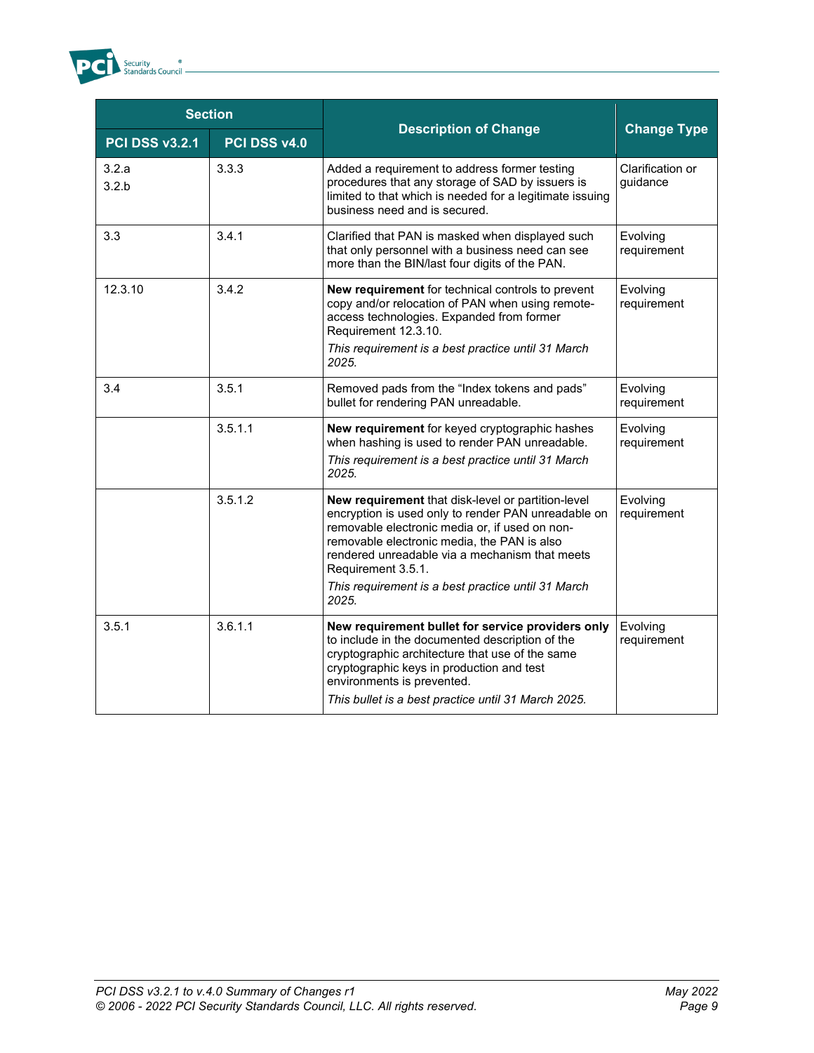| Section | | Description of Change | Change Type |
|---|---|---|---|
| PCI DSS v3.2.1 | PCI DSS v4.0 | | |
| 3.2.a<br>3.2.b | 3.3.3 | Added a requirement to address former testing procedures that any storage of SAD by issuers is limited to that which is needed for a legitimate issuing business need and is secured. | Clarification or guidance |
| 3.3 | 3.4.1 | Clarified that PAN is masked when displayed such that only personnel with a business need can see more than the BIN/last four digits of the PAN. | Evolving requirement |
| 12.3.10 | 3.4.2 | **New requirement** for technical controls to prevent copy and/or relocation of PAN when using remote-access technologies. Expanded from former Requirement 12.3.10.<br>*This requirement is a best practice until 31 March 2025.* | Evolving requirement |
| 3.4 | 3.5.1 | Removed pads from the “Index tokens and pads” bullet for rendering PAN unreadable. | Evolving requirement |
| | 3.5.1.1 | **New requirement** for keyed cryptographic hashes when hashing is used to render PAN unreadable.<br>*This requirement is a best practice until 31 March 2025.* | Evolving requirement |
| | 3.5.1.2 | **New requirement** that disk-level or partition-level encryption is used only to render PAN unreadable on removable electronic media or, if used on non-removable electronic media, the PAN is also rendered unreadable via a mechanism that meets Requirement 3.5.1.<br>*This requirement is a best practice until 31 March 2025.* | Evolving requirement |
| 3.5.1 | 3.6.1.1 | **New requirement bullet for service providers only** to include in the documented description of the cryptographic architecture that use of the same cryptographic keys in production and test environments is prevented.<br>*This bullet is a best practice until 31 March 2025.* | Evolving requirement |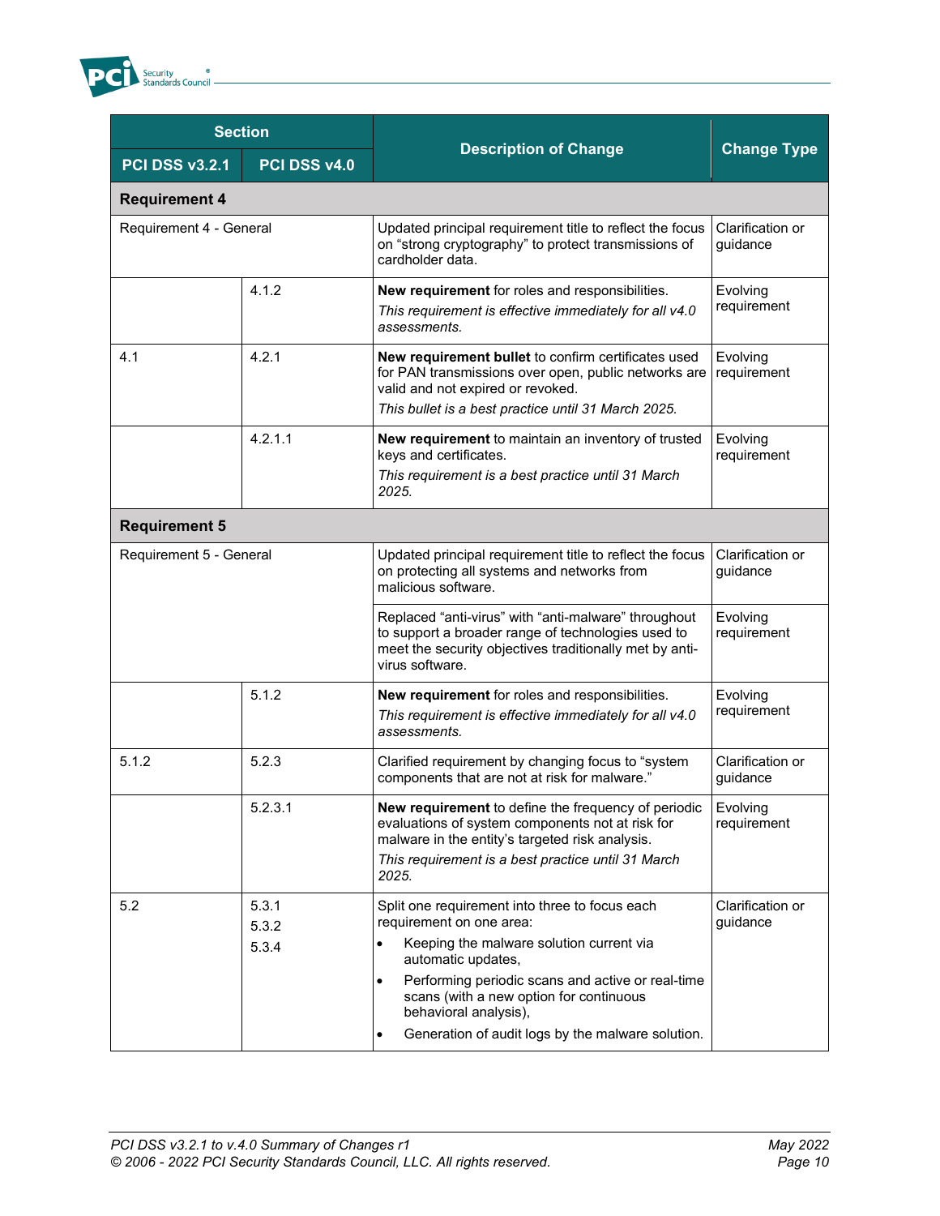| Section | | Description of Change | Change Type |
|---|---|---|---|
| PCI DSS v3.2.1 | PCI DSS v4.0 | | |
| **Requirement 4** | | | |
| Requirement 4 - General | | Updated principal requirement title to reflect the focus on "strong cryptography" to protect transmissions of cardholder data. | Clarification or guidance |
| | 4.1.2 | **New requirement** for roles and responsibilities.<br>*This requirement is effective immediately for all v4.0 assessments.* | Evolving requirement |
| 4.1 | 4.2.1 | **New requirement bullet** to confirm certificates used for PAN transmissions over open, public networks are valid and not expired or revoked.<br>*This bullet is a best practice until 31 March 2025.* | Evolving requirement |
| | 4.2.1.1 | **New requirement** to maintain an inventory of trusted keys and certificates.<br>*This requirement is a best practice until 31 March 2025.* | Evolving requirement |
| **Requirement 5** | | | |
| Requirement 5 - General | | Updated principal requirement title to reflect the focus on protecting all systems and networks from malicious software. | Clarification or guidance |
| | | Replaced "anti-virus" with "anti-malware" throughout to support a broader range of technologies used to meet the security objectives traditionally met by anti-virus software. | Evolving requirement |
| | 5.1.2 | **New requirement** for roles and responsibilities.<br>*This requirement is effective immediately for all v4.0 assessments.* | Evolving requirement |
| 5.1.2 | 5.2.3 | Clarified requirement by changing focus to "system components that are not at risk for malware." | Clarification or guidance |
| | 5.2.3.1 | **New requirement** to define the frequency of periodic evaluations of system components not at risk for malware in the entity's targeted risk analysis.<br>*This requirement is a best practice until 31 March 2025.* | Evolving requirement |
| 5.2 | 5.3.1<br>5.3.2<br>5.3.4 | Split one requirement into three to focus each requirement on one area:<br>• Keeping the malware solution current via automatic updates,<br>• Performing periodic scans and active or real-time scans (with a new option for continuous behavioral analysis),<br>• Generation of audit logs by the malware solution. | Clarification or guidance |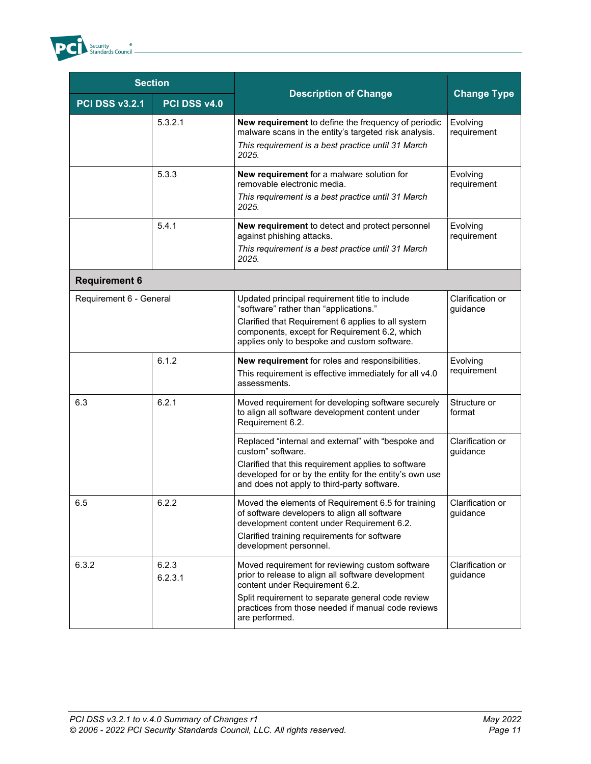| Section | | Description of Change | Change Type |
|---|---|---|---|
| PCI DSS v3.2.1 | PCI DSS v4.0 | | |
| | 5.3.2.1 | **New requirement** to define the frequency of periodic malware scans in the entity's targeted risk analysis.<br>*This requirement is a best practice until 31 March 2025.* | Evolving requirement |
| | 5.3.3 | **New requirement** for a malware solution for removable electronic media.<br>*This requirement is a best practice until 31 March 2025.* | Evolving requirement |
| | 5.4.1 | **New requirement** to detect and protect personnel against phishing attacks.<br>*This requirement is a best practice until 31 March 2025.* | Evolving requirement |
| **Requirement 6** | | | |
| Requirement 6 - General | | Updated principal requirement title to include "software" rather than "applications."<br>Clarified that Requirement 6 applies to all system components, except for Requirement 6.2, which applies only to bespoke and custom software. | Clarification or guidance |
| | 6.1.2 | **New requirement** for roles and responsibilities.<br>This requirement is effective immediately for all v4.0 assessments. | Evolving requirement |
| 6.3 | 6.2.1 | Moved requirement for developing software securely to align all software development content under Requirement 6.2. | Structure or format |
| | | Replaced "internal and external" with "bespoke and custom" software.<br>Clarified that this requirement applies to software developed for or by the entity for the entity's own use and does not apply to third-party software. | Clarification or guidance |
| 6.5 | 6.2.2 | Moved the elements of Requirement 6.5 for training of software developers to align all software development content under Requirement 6.2.<br>Clarified training requirements for software development personnel. | Clarification or guidance |
| 6.3.2 | 6.2.3<br>6.2.3.1 | Moved requirement for reviewing custom software prior to release to align all software development content under Requirement 6.2.<br>Split requirement to separate general code review practices from those needed if manual code reviews are performed. | Clarification or guidance |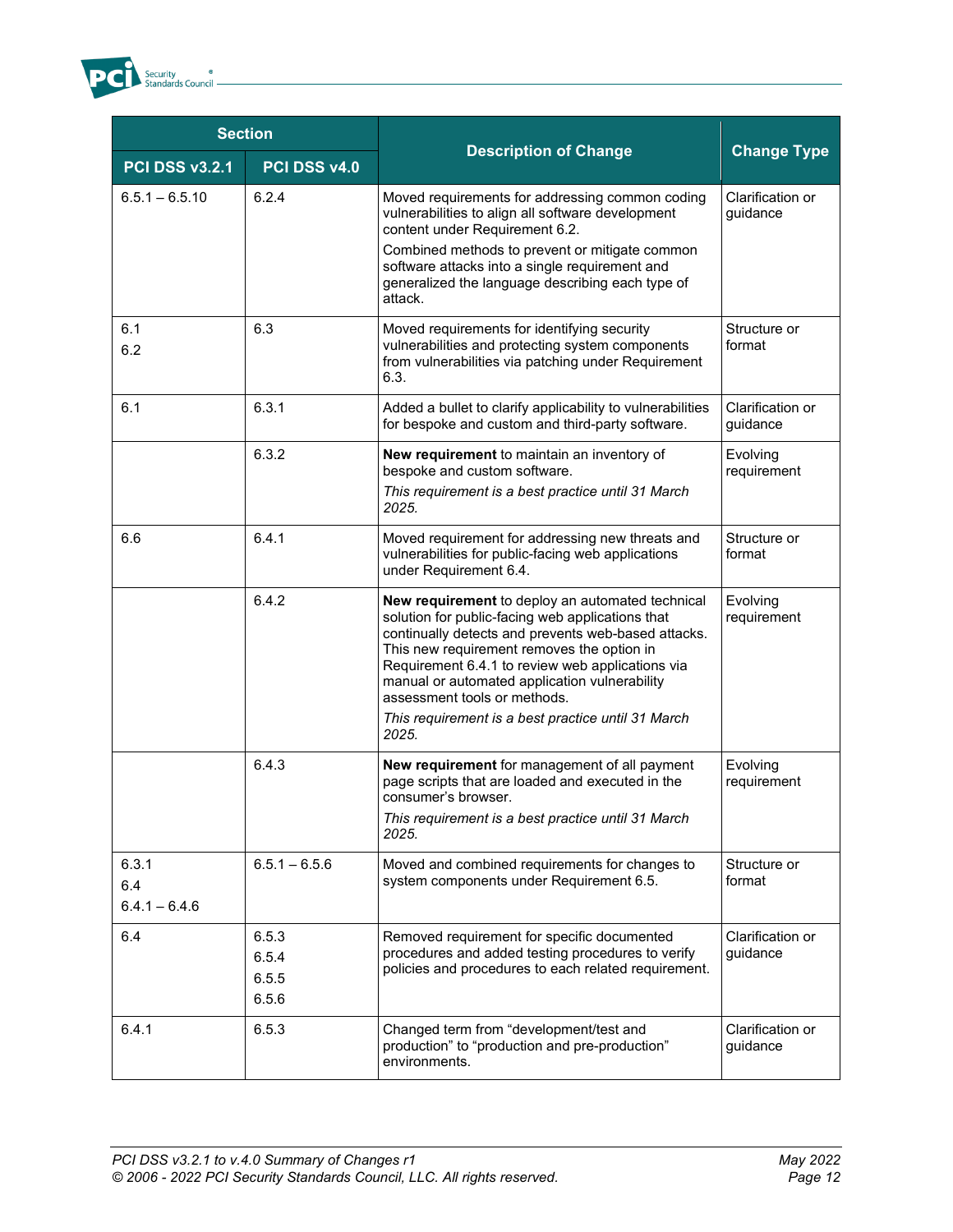| Section | | Description of Change | Change Type |
|---|---|---|---|
| PCI DSS v3.2.1 | PCI DSS v4.0 | | |
| 6.5.1 – 6.5.10 | 6.2.4 | Moved requirements for addressing common coding vulnerabilities to align all software development content under Requirement 6.2.<br>Combined methods to prevent or mitigate common software attacks into a single requirement and generalized the language describing each type of attack. | Clarification or guidance |
| 6.1<br>6.2 | 6.3 | Moved requirements for identifying security vulnerabilities and protecting system components from vulnerabilities via patching under Requirement 6.3. | Structure or format |
| 6.1 | 6.3.1 | Added a bullet to clarify applicability to vulnerabilities for bespoke and custom and third-party software. | Clarification or guidance |
| | 6.3.2 | **New requirement** to maintain an inventory of bespoke and custom software.<br>*This requirement is a best practice until 31 March 2025.* | Evolving requirement |
| 6.6 | 6.4.1 | Moved requirement for addressing new threats and vulnerabilities for public-facing web applications under Requirement 6.4. | Structure or format |
| | 6.4.2 | **New requirement** to deploy an automated technical solution for public-facing web applications that continually detects and prevents web-based attacks. This new requirement removes the option in Requirement 6.4.1 to review web applications via manual or automated application vulnerability assessment tools or methods.<br>*This requirement is a best practice until 31 March 2025.* | Evolving requirement |
| | 6.4.3 | **New requirement** for management of all payment page scripts that are loaded and executed in the consumer's browser.<br>*This requirement is a best practice until 31 March 2025.* | Evolving requirement |
| 6.3.1<br>6.4<br>6.4.1 – 6.4.6 | 6.5.1 – 6.5.6 | Moved and combined requirements for changes to system components under Requirement 6.5. | Structure or format |
| 6.4 | 6.5.3<br>6.5.4<br>6.5.5<br>6.5.6 | Removed requirement for specific documented procedures and added testing procedures to verify policies and procedures to each related requirement. | Clarification or guidance |
| 6.4.1 | 6.5.3 | Changed term from "development/test and production" to "production and pre-production" environments. | Clarification or guidance |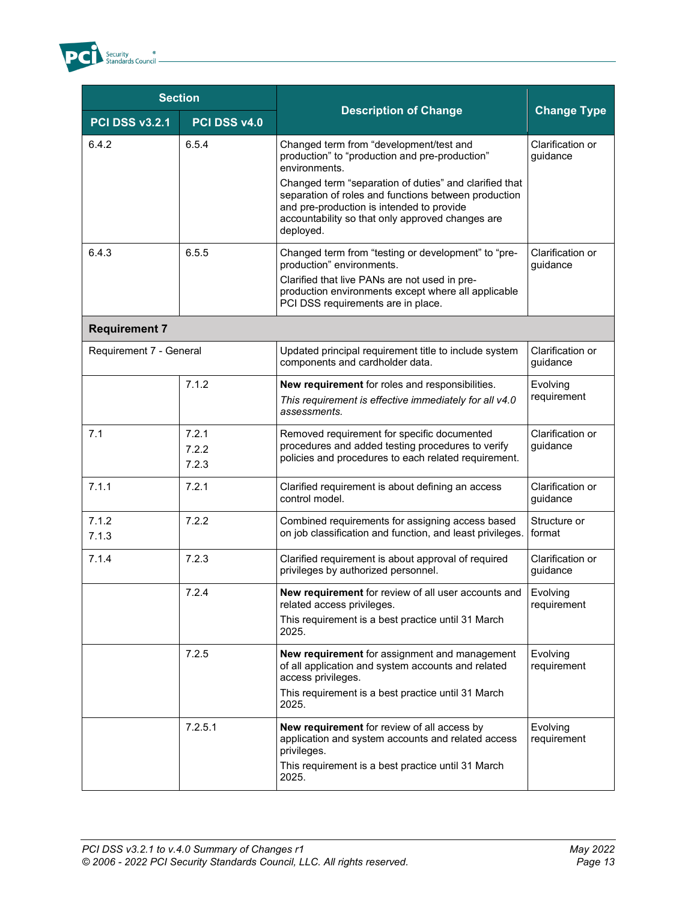| Section | | Description of Change | Change Type |
|---|---|---|---|
| **PCI DSS v3.2.1** | **PCI DSS v4.0** | | |
| 6.4.2 | 6.5.4 | Changed term from “development/test and production” to “production and pre-production” environments.<br><br>Changed term “separation of duties” and clarified that separation of roles and functions between production and pre-production is intended to provide accountability so that only approved changes are deployed. | Clarification or guidance |
| 6.4.3 | 6.5.5 | Changed term from “testing or development” to “pre-production” environments.<br><br>Clarified that live PANs are not used in pre-production environments except where all applicable PCI DSS requirements are in place. | Clarification or guidance |
| **Requirement 7** | | | |
| Requirement 7 - General | | Updated principal requirement title to include system components and cardholder data. | Clarification or guidance |
| | 7.1.2 | **New requirement** for roles and responsibilities.<br><br>*This requirement is effective immediately for all v4.0 assessments.* | Evolving requirement |
| 7.1 | 7.2.1<br>7.2.2<br>7.2.3 | Removed requirement for specific documented procedures and added testing procedures to verify policies and procedures to each related requirement. | Clarification or guidance |
| 7.1.1 | 7.2.1 | Clarified requirement is about defining an access control model. | Clarification or guidance |
| 7.1.2<br>7.1.3 | 7.2.2 | Combined requirements for assigning access based on job classification and function, and least privileges. | Structure or format |
| 7.1.4 | 7.2.3 | Clarified requirement is about approval of required privileges by authorized personnel. | Clarification or guidance |
| | 7.2.4 | **New requirement** for review of all user accounts and related access privileges.<br><br>This requirement is a best practice until 31 March 2025. | Evolving requirement |
| | 7.2.5 | **New requirement** for assignment and management of all application and system accounts and related access privileges.<br><br>This requirement is a best practice until 31 March 2025. | Evolving requirement |
| | 7.2.5.1 | **New requirement** for review of all access by application and system accounts and related access privileges.<br><br>This requirement is a best practice until 31 March 2025. | Evolving requirement |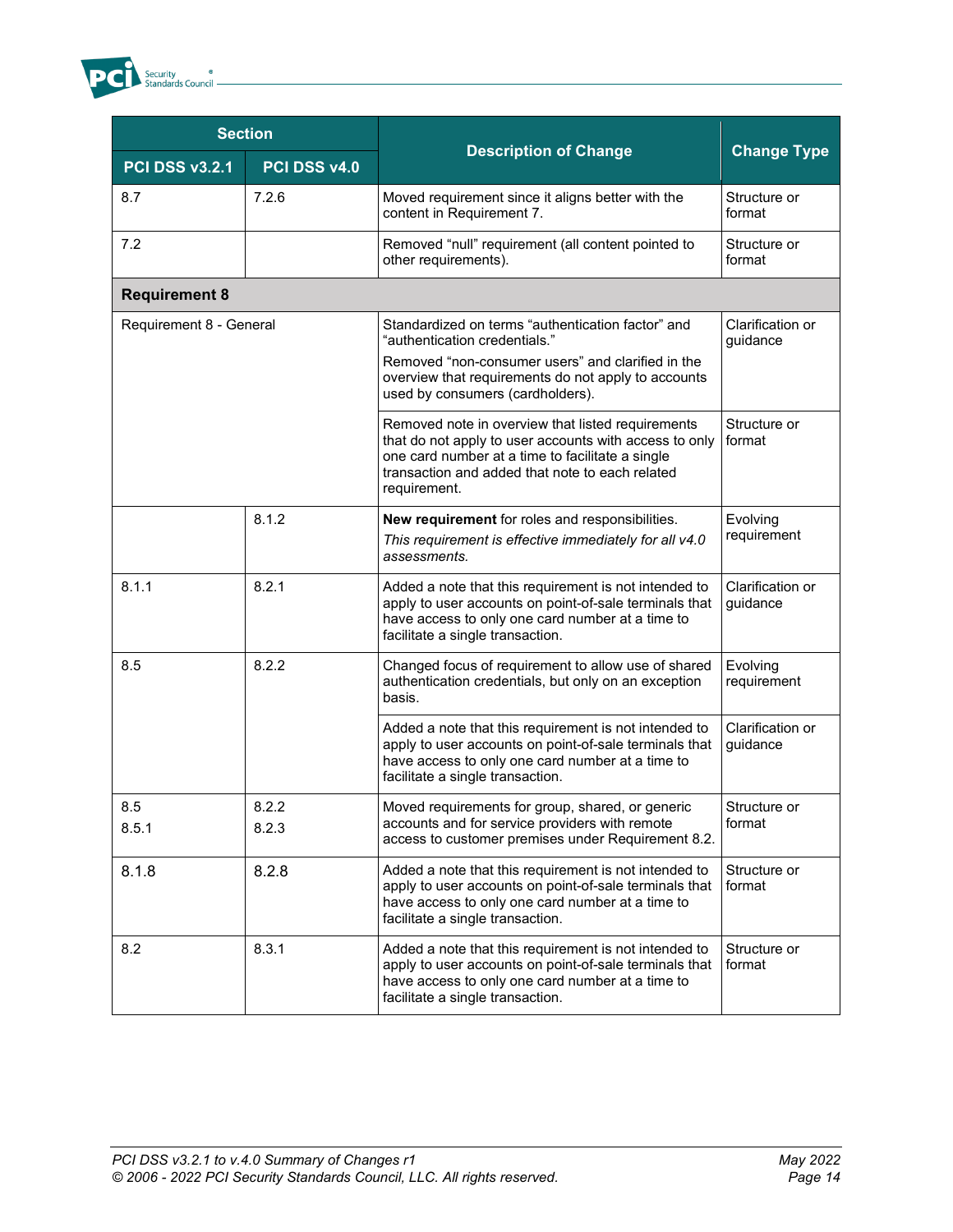| Section | | Description of Change | Change Type |
|---|---|---|---|
| PCI DSS v3.2.1 | PCI DSS v4.0 | | |
| 8.7 | 7.2.6 | Moved requirement since it aligns better with the content in Requirement 7. | Structure or format |
| 7.2 | | Removed "null" requirement (all content pointed to other requirements). | Structure or format |
| **Requirement 8** | | | |
| Requirement 8 - General | | Standardized on terms "authentication factor" and "authentication credentials." Removed "non-consumer users" and clarified in the overview that requirements do not apply to accounts used by consumers (cardholders). | Clarification or guidance |
| | | Removed note in overview that listed requirements that do not apply to user accounts with access to only one card number at a time to facilitate a single transaction and added that note to each related requirement. | Structure or format |
| | 8.1.2 | **New requirement** for roles and responsibilities. *This requirement is effective immediately for all v4.0 assessments.* | Evolving requirement |
| 8.1.1 | 8.2.1 | Added a note that this requirement is not intended to apply to user accounts on point-of-sale terminals that have access to only one card number at a time to facilitate a single transaction. | Clarification or guidance |
| 8.5 | 8.2.2 | Changed focus of requirement to allow use of shared authentication credentials, but only on an exception basis. | Evolving requirement |
| | | Added a note that this requirement is not intended to apply to user accounts on point-of-sale terminals that have access to only one card number at a time to facilitate a single transaction. | Clarification or guidance |
| 8.5<br>8.5.1 | 8.2.2<br>8.2.3 | Moved requirements for group, shared, or generic accounts and for service providers with remote access to customer premises under Requirement 8.2. | Structure or format |
| 8.1.8 | 8.2.8 | Added a note that this requirement is not intended to apply to user accounts on point-of-sale terminals that have access to only one card number at a time to facilitate a single transaction. | Structure or format |
| 8.2 | 8.3.1 | Added a note that this requirement is not intended to apply to user accounts on point-of-sale terminals that have access to only one card number at a time to facilitate a single transaction. | Structure or format |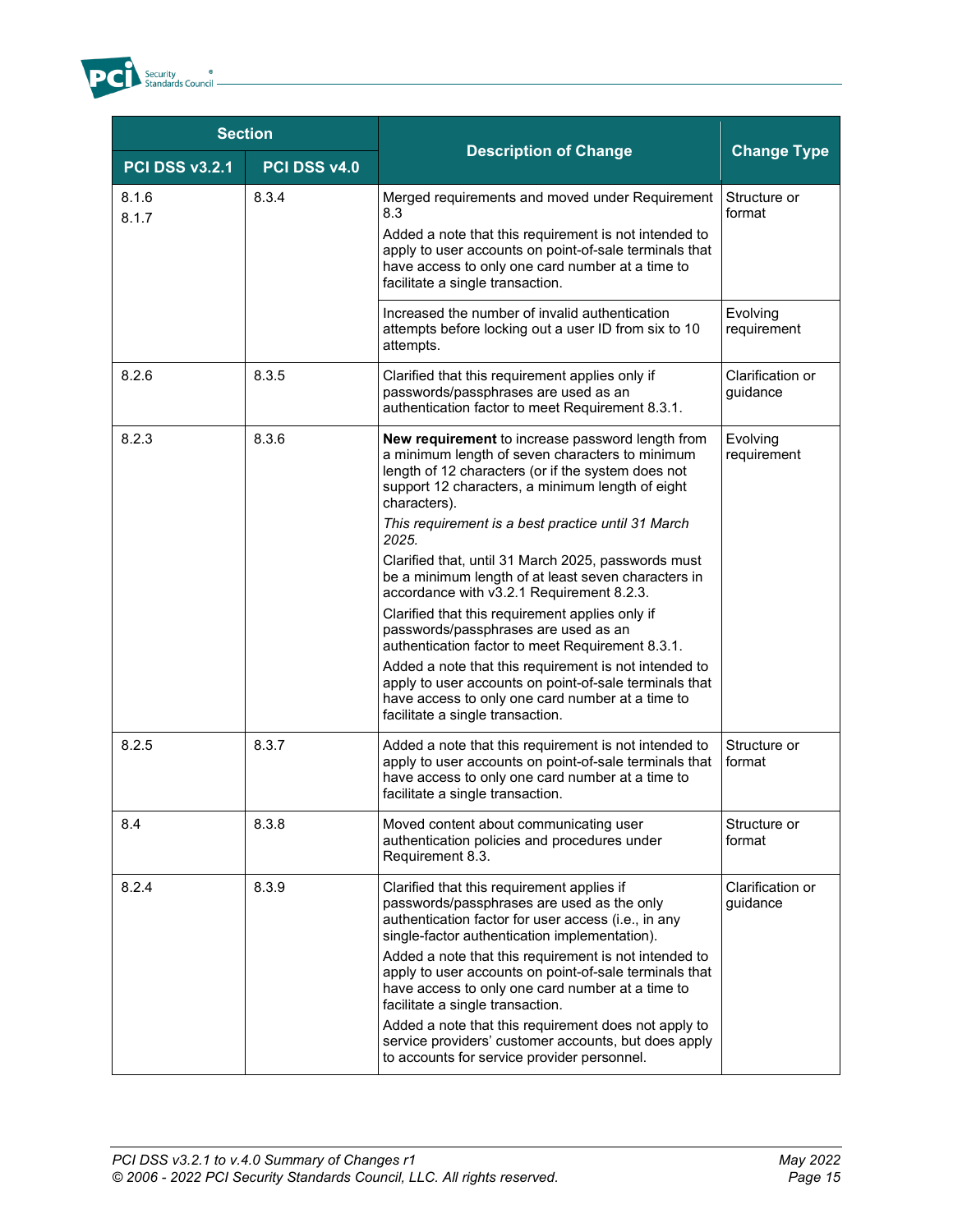| Section | | Description of Change | Change Type |
|---|---|---|---|
| PCI DSS v3.2.1 | PCI DSS v4.0 | | |
| 8.1.6<br>8.1.7 | 8.3.4 | Merged requirements and moved under Requirement 8.3<br>Added a note that this requirement is not intended to apply to user accounts on point-of-sale terminals that have access to only one card number at a time to facilitate a single transaction. | Structure or format |
| | | Increased the number of invalid authentication attempts before locking out a user ID from six to 10 attempts. | Evolving requirement |
| 8.2.6 | 8.3.5 | Clarified that this requirement applies only if passwords/passphrases are used as an authentication factor to meet Requirement 8.3.1. | Clarification or guidance |
| 8.2.3 | 8.3.6 | **New requirement** to increase password length from a minimum length of seven characters to minimum length of 12 characters (or if the system does not support 12 characters, a minimum length of eight characters).<br>*This requirement is a best practice until 31 March 2025.*<br>Clarified that, until 31 March 2025, passwords must be a minimum length of at least seven characters in accordance with v3.2.1 Requirement 8.2.3.<br>Clarified that this requirement applies only if passwords/passphrases are used as an authentication factor to meet Requirement 8.3.1.<br>Added a note that this requirement is not intended to apply to user accounts on point-of-sale terminals that have access to only one card number at a time to facilitate a single transaction. | Evolving requirement |
| 8.2.5 | 8.3.7 | Added a note that this requirement is not intended to apply to user accounts on point-of-sale terminals that have access to only one card number at a time to facilitate a single transaction. | Structure or format |
| 8.4 | 8.3.8 | Moved content about communicating user authentication policies and procedures under Requirement 8.3. | Structure or format |
| 8.2.4 | 8.3.9 | Clarified that this requirement applies if passwords/passphrases are used as the only authentication factor for user access (i.e., in any single-factor authentication implementation).<br>Added a note that this requirement is not intended to apply to user accounts on point-of-sale terminals that have access to only one card number at a time to facilitate a single transaction.<br>Added a note that this requirement does not apply to service providers' customer accounts, but does apply to accounts for service provider personnel. | Clarification or guidance |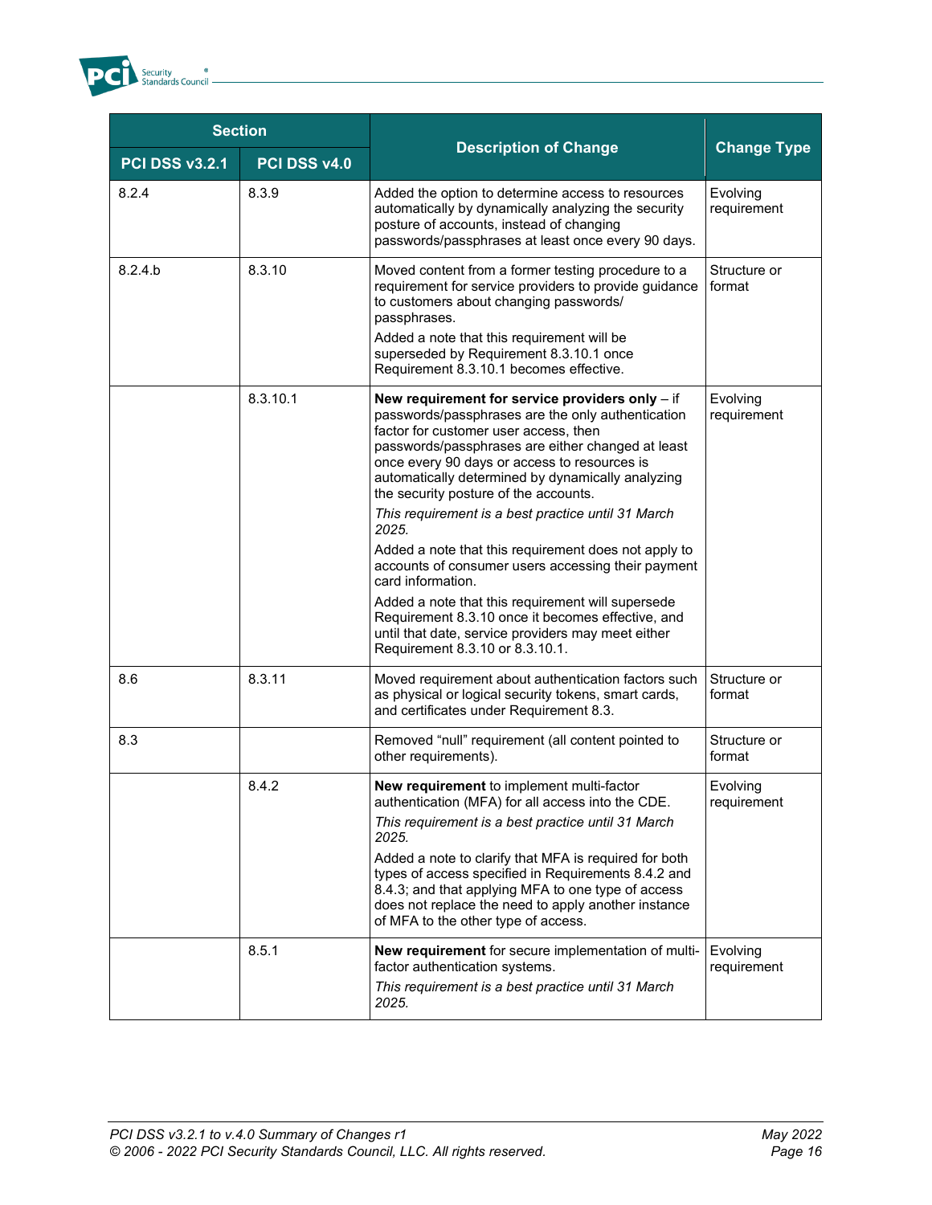| Section | | Description of Change | Change Type |
|---|---|---|---|
| PCI DSS v3.2.1 | PCI DSS v4.0 | | |
| 8.2.4 | 8.3.9 | Added the option to determine access to resources automatically by dynamically analyzing the security posture of accounts, instead of changing passwords/passphrases at least once every 90 days. | Evolving requirement |
| 8.2.4.b | 8.3.10 | Moved content from a former testing procedure to a requirement for service providers to provide guidance to customers about changing passwords/ passphrases.<br>Added a note that this requirement will be superseded by Requirement 8.3.10.1 once Requirement 8.3.10.1 becomes effective. | Structure or format |
| | 8.3.10.1 | **New requirement for service providers only** – if passwords/passphrases are the only authentication factor for customer user access, then passwords/passphrases are either changed at least once every 90 days or access to resources is automatically determined by dynamically analyzing the security posture of the accounts.<br>*This requirement is a best practice until 31 March 2025.*<br>Added a note that this requirement does not apply to accounts of consumer users accessing their payment card information.<br>Added a note that this requirement will supersede Requirement 8.3.10 once it becomes effective, and until that date, service providers may meet either Requirement 8.3.10 or 8.3.10.1. | Evolving requirement |
| 8.6 | 8.3.11 | Moved requirement about authentication factors such as physical or logical security tokens, smart cards, and certificates under Requirement 8.3. | Structure or format |
| 8.3 | | Removed "null" requirement (all content pointed to other requirements). | Structure or format |
| | 8.4.2 | **New requirement** to implement multi-factor authentication (MFA) for all access into the CDE.<br>*This requirement is a best practice until 31 March 2025.*<br>Added a note to clarify that MFA is required for both types of access specified in Requirements 8.4.2 and 8.4.3; and that applying MFA to one type of access does not replace the need to apply another instance of MFA to the other type of access. | Evolving requirement |
| | 8.5.1 | **New requirement** for secure implementation of multi-factor authentication systems.<br>*This requirement is a best practice until 31 March 2025.* | Evolving requirement |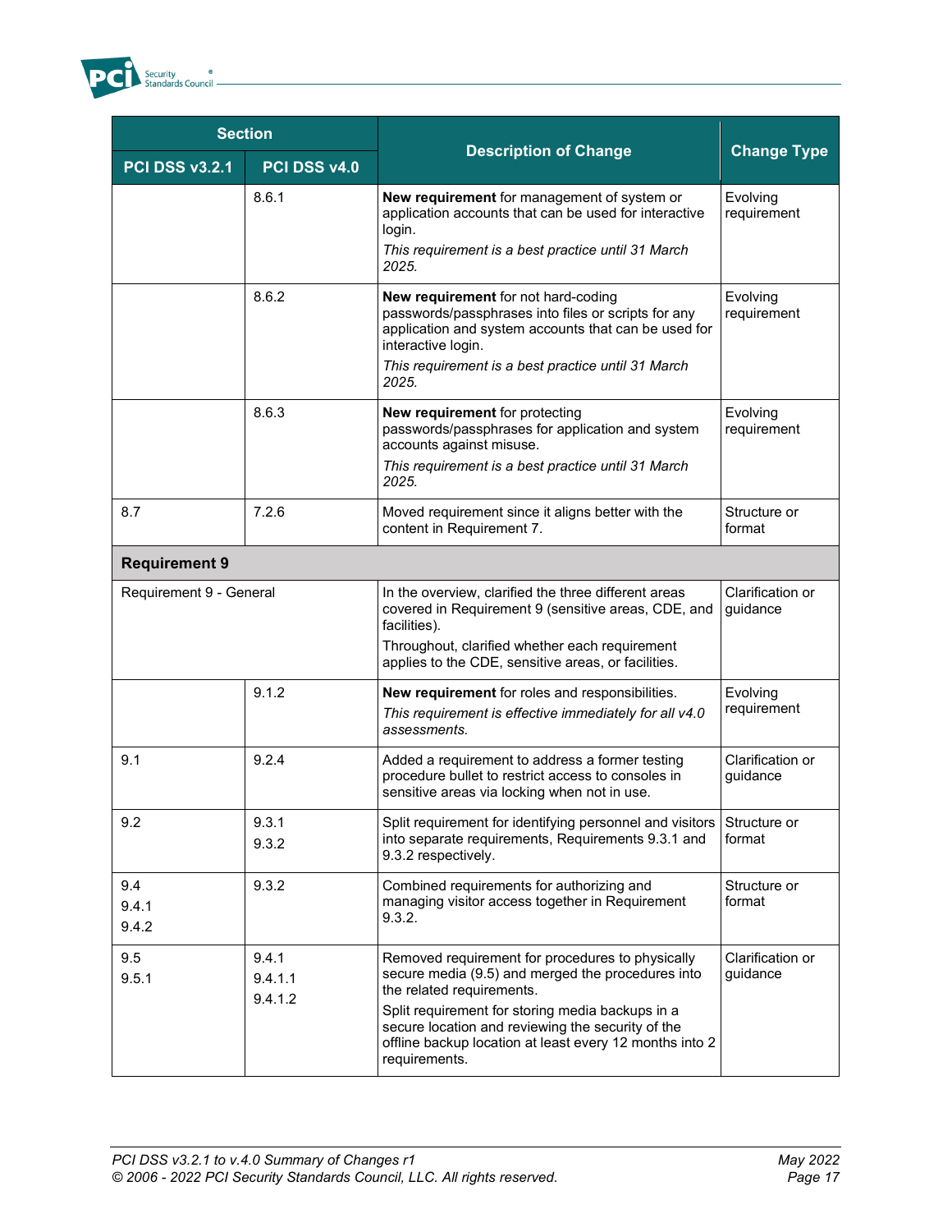| Section | | Description of Change | Change Type |
|---|---|---|---|
| PCI DSS v3.2.1 | PCI DSS v4.0 | | |
| | 8.6.1 | **New requirement** for management of system or application accounts that can be used for interactive login.<br>*This requirement is a best practice until 31 March 2025.* | Evolving requirement |
| | 8.6.2 | **New requirement** for not hard-coding passwords/passphrases into files or scripts for any application and system accounts that can be used for interactive login.<br>*This requirement is a best practice until 31 March 2025.* | Evolving requirement |
| | 8.6.3 | **New requirement** for protecting passwords/passphrases for application and system accounts against misuse.<br>*This requirement is a best practice until 31 March 2025.* | Evolving requirement |
| 8.7 | 7.2.6 | Moved requirement since it aligns better with the content in Requirement 7. | Structure or format |
| **Requirement 9** | | | |
| Requirement 9 - General | | In the overview, clarified the three different areas covered in Requirement 9 (sensitive areas, CDE, and facilities).<br>Throughout, clarified whether each requirement applies to the CDE, sensitive areas, or facilities. | Clarification or guidance |
| | 9.1.2 | **New requirement** for roles and responsibilities.<br>*This requirement is effective immediately for all v4.0 assessments.* | Evolving requirement |
| 9.1 | 9.2.4 | Added a requirement to address a former testing procedure bullet to restrict access to consoles in sensitive areas via locking when not in use. | Clarification or guidance |
| 9.2 | 9.3.1<br>9.3.2 | Split requirement for identifying personnel and visitors into separate requirements, Requirements 9.3.1 and 9.3.2 respectively. | Structure or format |
| 9.4<br>9.4.1<br>9.4.2 | 9.3.2 | Combined requirements for authorizing and managing visitor access together in Requirement 9.3.2. | Structure or format |
| 9.5<br>9.5.1 | 9.4.1<br>9.4.1.1<br>9.4.1.2 | Removed requirement for procedures to physically secure media (9.5) and merged the procedures into the related requirements.<br>Split requirement for storing media backups in a secure location and reviewing the security of the offline backup location at least every 12 months into 2 requirements. | Clarification or guidance |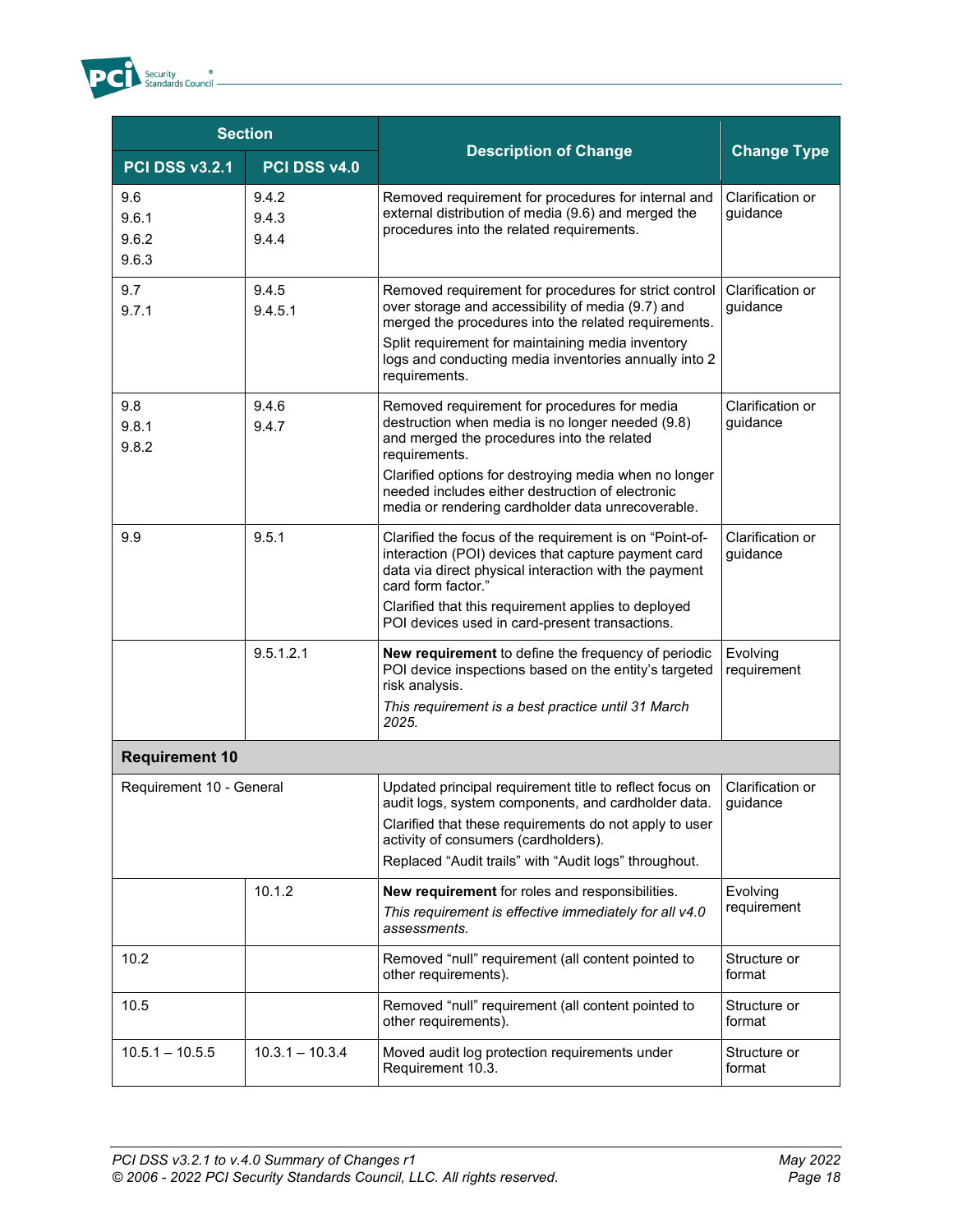| Section | | Description of Change | Change Type |
|---|---|---|---|
| **PCI DSS v3.2.1** | **PCI DSS v4.0** | | |
| 9.6<br>9.6.1<br>9.6.2<br>9.6.3 | 9.4.2<br>9.4.3<br>9.4.4 | Removed requirement for procedures for internal and external distribution of media (9.6) and merged the procedures into the related requirements. | Clarification or guidance |
| 9.7<br>9.7.1 | 9.4.5<br>9.4.5.1 | Removed requirement for procedures for strict control over storage and accessibility of media (9.7) and merged the procedures into the related requirements.<br>Split requirement for maintaining media inventory logs and conducting media inventories annually into 2 requirements. | Clarification or guidance |
| 9.8<br>9.8.1<br>9.8.2 | 9.4.6<br>9.4.7 | Removed requirement for procedures for media destruction when media is no longer needed (9.8) and merged the procedures into the related requirements.<br>Clarified options for destroying media when no longer needed includes either destruction of electronic media or rendering cardholder data unrecoverable. | Clarification or guidance |
| 9.9 | 9.5.1 | Clarified the focus of the requirement is on "Point-of-interaction (POI) devices that capture payment card data via direct physical interaction with the payment card form factor."<br>Clarified that this requirement applies to deployed POI devices used in card-present transactions. | Clarification or guidance |
| | 9.5.1.2.1 | **New requirement** to define the frequency of periodic POI device inspections based on the entity's targeted risk analysis.<br>*This requirement is a best practice until 31 March 2025.* | Evolving requirement |
| **Requirement 10** | | | |
| Requirement 10 - General | | Updated principal requirement title to reflect focus on audit logs, system components, and cardholder data.<br>Clarified that these requirements do not apply to user activity of consumers (cardholders).<br>Replaced "Audit trails" with "Audit logs" throughout. | Clarification or guidance |
| | 10.1.2 | **New requirement** for roles and responsibilities.<br>*This requirement is effective immediately for all v4.0 assessments.* | Evolving requirement |
| 10.2 | | Removed "null" requirement (all content pointed to other requirements). | Structure or format |
| 10.5 | | Removed "null" requirement (all content pointed to other requirements). | Structure or format |
| 10.5.1 – 10.5.5 | 10.3.1 – 10.3.4 | Moved audit log protection requirements under Requirement 10.3. | Structure or format |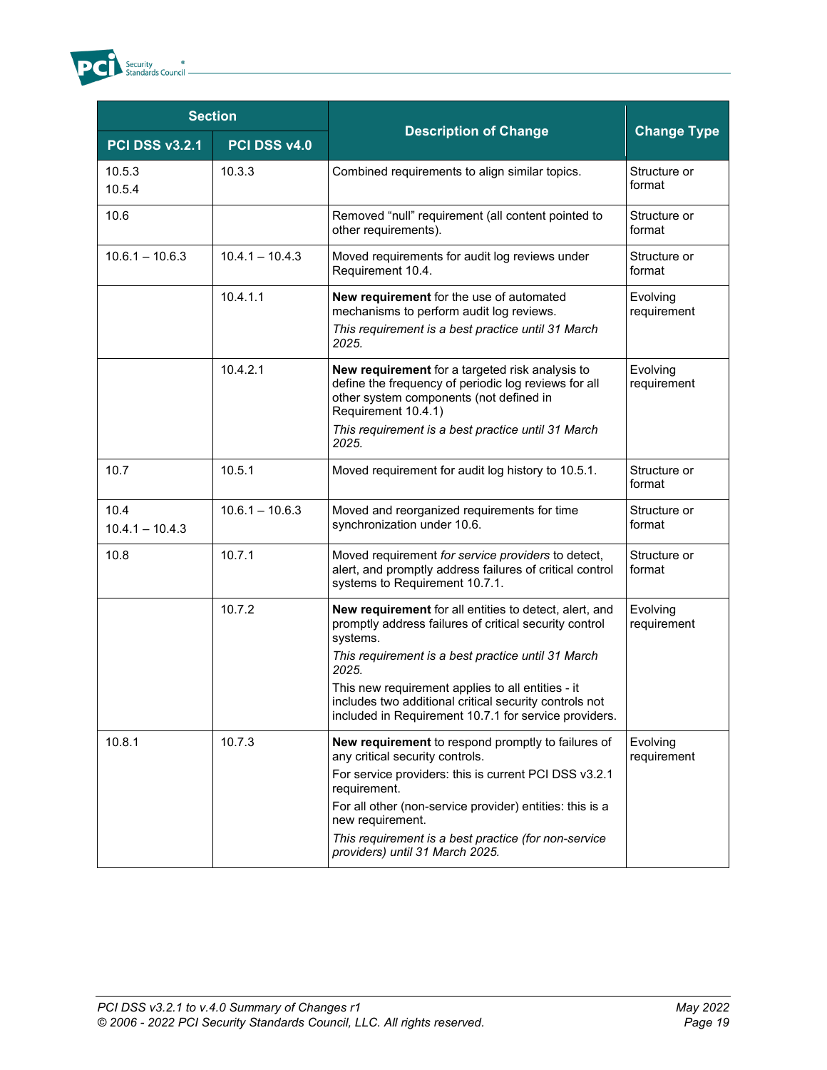| Section | | Description of Change | Change Type |
|---|---|---|---|
| PCI DSS v3.2.1 | PCI DSS v4.0 | | |
| 10.5.3<br>10.5.4 | 10.3.3 | Combined requirements to align similar topics. | Structure or format |
| 10.6 | | Removed "null" requirement (all content pointed to other requirements). | Structure or format |
| 10.6.1 – 10.6.3 | 10.4.1 – 10.4.3 | Moved requirements for audit log reviews under Requirement 10.4. | Structure or format |
| | 10.4.1.1 | **New requirement** for the use of automated mechanisms to perform audit log reviews.<br>*This requirement is a best practice until 31 March 2025.* | Evolving requirement |
| | 10.4.2.1 | **New requirement** for a targeted risk analysis to define the frequency of periodic log reviews for all other system components (not defined in Requirement 10.4.1)<br>*This requirement is a best practice until 31 March 2025.* | Evolving requirement |
| 10.7 | 10.5.1 | Moved requirement for audit log history to 10.5.1. | Structure or format |
| 10.4<br>10.4.1 – 10.4.3 | 10.6.1 – 10.6.3 | Moved and reorganized requirements for time synchronization under 10.6. | Structure or format |
| 10.8 | 10.7.1 | Moved requirement *for service providers* to detect, alert, and promptly address failures of critical control systems to Requirement 10.7.1. | Structure or format |
| | 10.7.2 | **New requirement** for all entities to detect, alert, and promptly address failures of critical security control systems.<br>*This requirement is a best practice until 31 March 2025.*<br>This new requirement applies to all entities - it includes two additional critical security controls not included in Requirement 10.7.1 for service providers. | Evolving requirement |
| 10.8.1 | 10.7.3 | **New requirement** to respond promptly to failures of any critical security controls.<br>For service providers: this is current PCI DSS v3.2.1 requirement.<br>For all other (non-service provider) entities: this is a new requirement.<br>*This requirement is a best practice (for non-service providers) until 31 March 2025.* | Evolving requirement |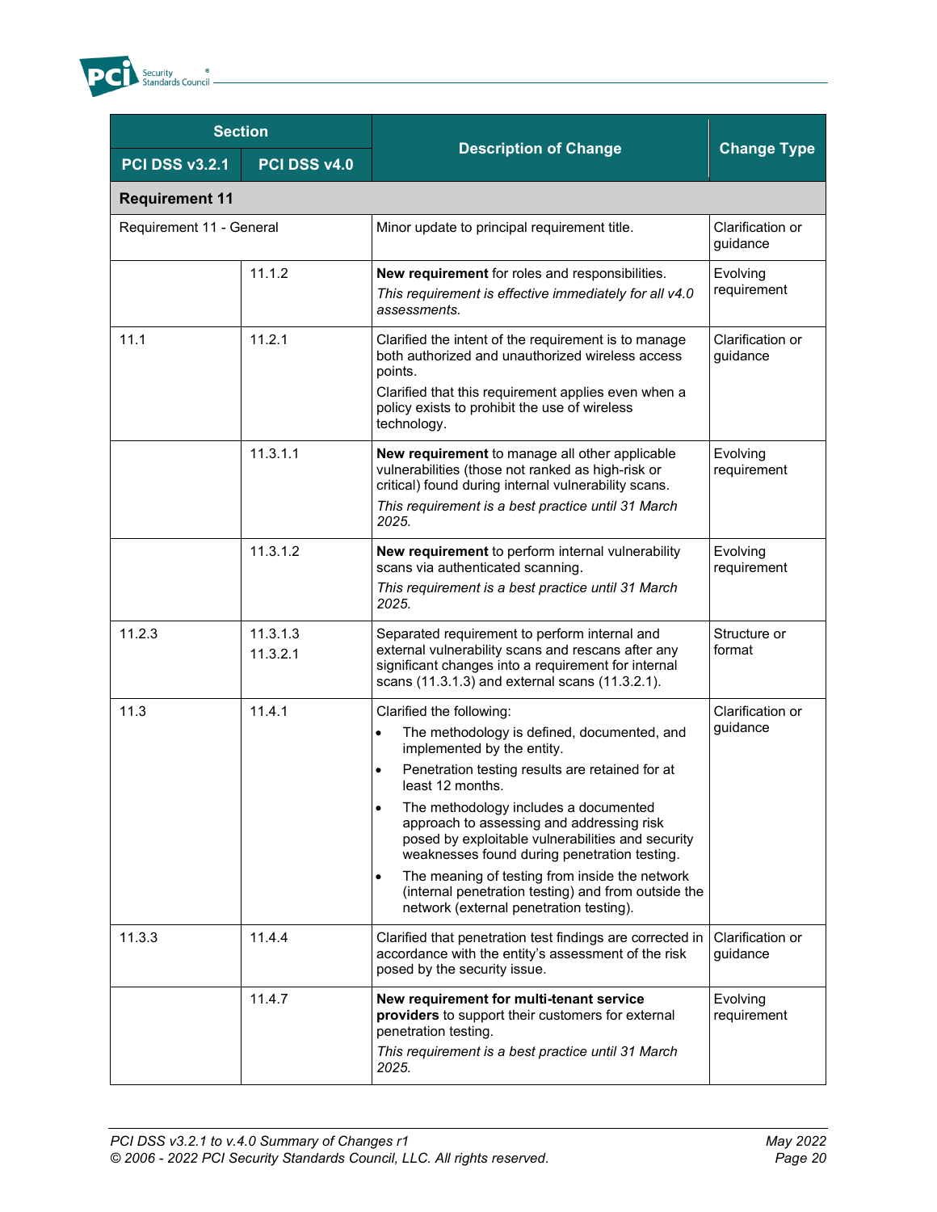| Section | | Description of Change | Change Type |
|---|---|---|---|
| **PCI DSS v3.2.1** | **PCI DSS v4.0** | | |
| **Requirement 11** | | | |
| Requirement 11 - General | | Minor update to principal requirement title. | Clarification or guidance |
| | 11.1.2 | **New requirement** for roles and responsibilities.<br>*This requirement is effective immediately for all v4.0 assessments.* | Evolving requirement |
| 11.1 | 11.2.1 | Clarified the intent of the requirement is to manage both authorized and unauthorized wireless access points.<br>Clarified that this requirement applies even when a policy exists to prohibit the use of wireless technology. | Clarification or guidance |
| | 11.3.1.1 | **New requirement** to manage all other applicable vulnerabilities (those not ranked as high-risk or critical) found during internal vulnerability scans.<br>*This requirement is a best practice until 31 March 2025.* | Evolving requirement |
| | 11.3.1.2 | **New requirement** to perform internal vulnerability scans via authenticated scanning.<br>*This requirement is a best practice until 31 March 2025.* | Evolving requirement |
| 11.2.3 | 11.3.1.3<br>11.3.2.1 | Separated requirement to perform internal and external vulnerability scans and rescans after any significant changes into a requirement for internal scans (11.3.1.3) and external scans (11.3.2.1). | Structure or format |
| 11.3 | 11.4.1 | Clarified the following:<br>• The methodology is defined, documented, and implemented by the entity.<br>• Penetration testing results are retained for at least 12 months.<br>• The methodology includes a documented approach to assessing and addressing risk posed by exploitable vulnerabilities and security weaknesses found during penetration testing.<br>• The meaning of testing from inside the network (internal penetration testing) and from outside the network (external penetration testing). | Clarification or guidance |
| 11.3.3 | 11.4.4 | Clarified that penetration test findings are corrected in accordance with the entity's assessment of the risk posed by the security issue. | Clarification or guidance |
| | 11.4.7 | **New requirement for multi-tenant service providers** to support their customers for external penetration testing.<br>*This requirement is a best practice until 31 March 2025.* | Evolving requirement |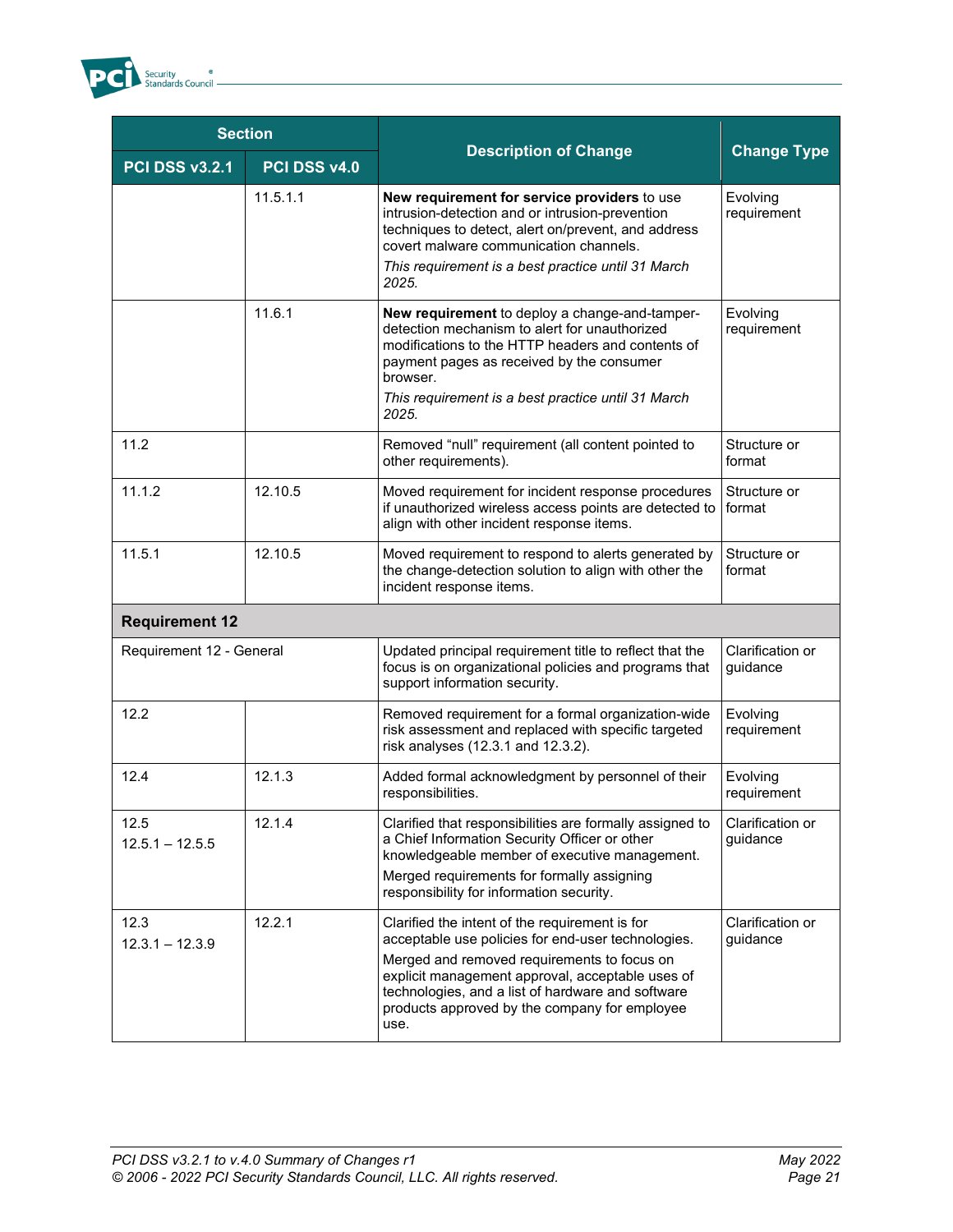| Section | | Description of Change | Change Type |
|---|---|---|---|
| PCI DSS v3.2.1 | PCI DSS v4.0 | | |
| | 11.5.1.1 | **New requirement for service providers** to use intrusion-detection and or intrusion-prevention techniques to detect, alert on/prevent, and address covert malware communication channels.<br>*This requirement is a best practice until 31 March 2025.* | Evolving requirement |
| | 11.6.1 | **New requirement** to deploy a change-and-tamper-detection mechanism to alert for unauthorized modifications to the HTTP headers and contents of payment pages as received by the consumer browser.<br>*This requirement is a best practice until 31 March 2025.* | Evolving requirement |
| 11.2 | | Removed "null" requirement (all content pointed to other requirements). | Structure or format |
| 11.1.2 | 12.10.5 | Moved requirement for incident response procedures if unauthorized wireless access points are detected to align with other incident response items. | Structure or format |
| 11.5.1 | 12.10.5 | Moved requirement to respond to alerts generated by the change-detection solution to align with other the incident response items. | Structure or format |
| **Requirement 12** | | | |
| Requirement 12 - General | | Updated principal requirement title to reflect that the focus is on organizational policies and programs that support information security. | Clarification or guidance |
| 12.2 | | Removed requirement for a formal organization-wide risk assessment and replaced with specific targeted risk analyses (12.3.1 and 12.3.2). | Evolving requirement |
| 12.4 | 12.1.3 | Added formal acknowledgment by personnel of their responsibilities. | Evolving requirement |
| 12.5<br>12.5.1 – 12.5.5 | 12.1.4 | Clarified that responsibilities are formally assigned to a Chief Information Security Officer or other knowledgeable member of executive management.<br>Merged requirements for formally assigning responsibility for information security. | Clarification or guidance |
| 12.3<br>12.3.1 – 12.3.9 | 12.2.1 | Clarified the intent of the requirement is for acceptable use policies for end-user technologies.<br>Merged and removed requirements to focus on explicit management approval, acceptable uses of technologies, and a list of hardware and software products approved by the company for employee use. | Clarification or guidance |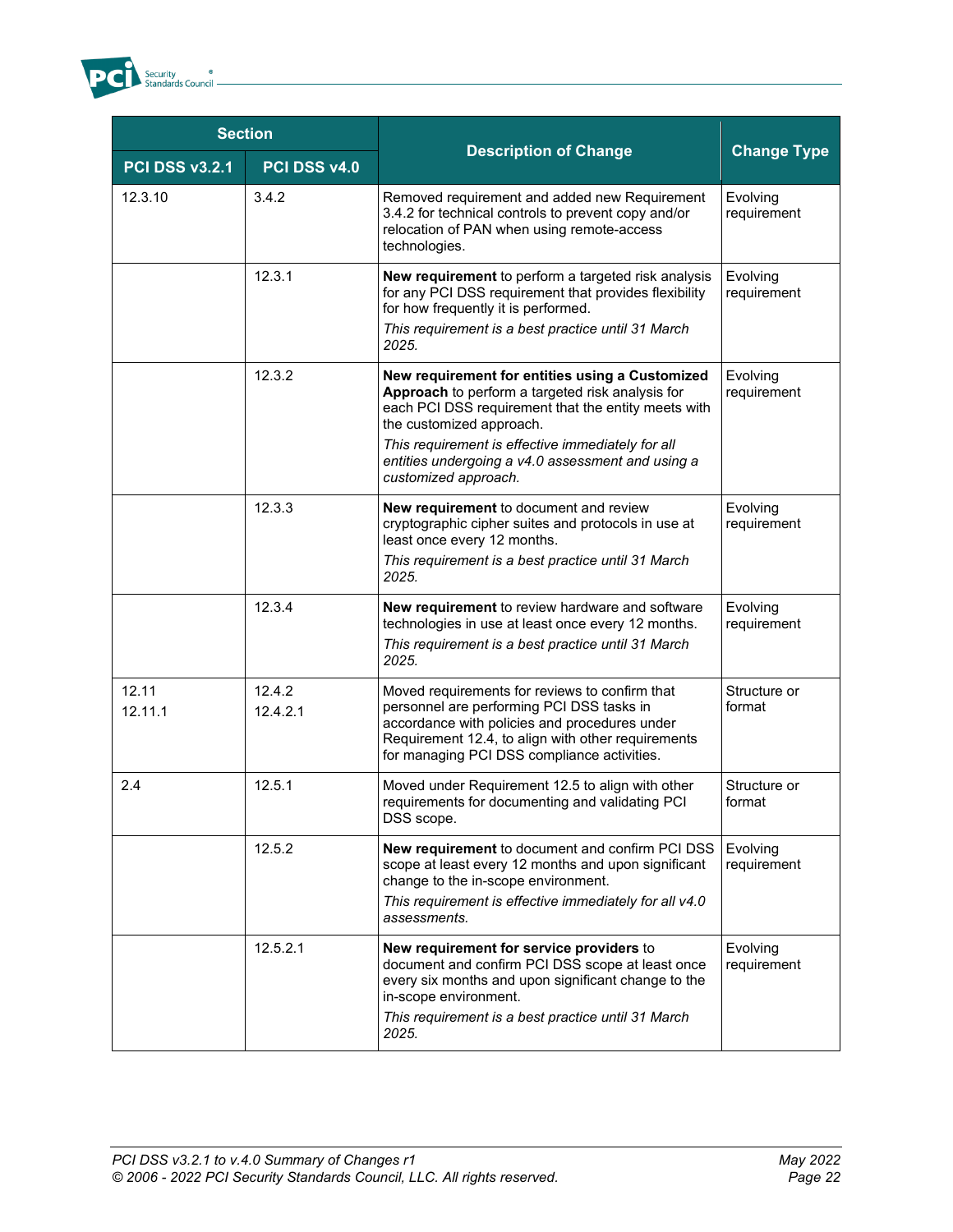| Section | | Description of Change | Change Type |
|---|---|---|---|
| **PCI DSS v3.2.1** | **PCI DSS v4.0** | | |
| 12.3.10 | 3.4.2 | Removed requirement and added new Requirement 3.4.2 for technical controls to prevent copy and/or relocation of PAN when using remote-access technologies. | Evolving requirement |
| | 12.3.1 | **New requirement** to perform a targeted risk analysis for any PCI DSS requirement that provides flexibility for how frequently it is performed. *This requirement is a best practice until 31 March 2025.* | Evolving requirement |
| | 12.3.2 | **New requirement for entities using a Customized Approach** to perform a targeted risk analysis for each PCI DSS requirement that the entity meets with the customized approach. *This requirement is effective immediately for all entities undergoing a v4.0 assessment and using a customized approach.* | Evolving requirement |
| | 12.3.3 | **New requirement** to document and review cryptographic cipher suites and protocols in use at least once every 12 months. *This requirement is a best practice until 31 March 2025.* | Evolving requirement |
| | 12.3.4 | **New requirement** to review hardware and software technologies in use at least once every 12 months. *This requirement is a best practice until 31 March 2025.* | Evolving requirement |
| 12.11<br>12.11.1 | 12.4.2<br>12.4.2.1 | Moved requirements for reviews to confirm that personnel are performing PCI DSS tasks in accordance with policies and procedures under Requirement 12.4, to align with other requirements for managing PCI DSS compliance activities. | Structure or format |
| 2.4 | 12.5.1 | Moved under Requirement 12.5 to align with other requirements for documenting and validating PCI DSS scope. | Structure or format |
| | 12.5.2 | **New requirement** to document and confirm PCI DSS scope at least every 12 months and upon significant change to the in-scope environment. *This requirement is effective immediately for all v4.0 assessments.* | Evolving requirement |
| | 12.5.2.1 | **New requirement for service providers** to document and confirm PCI DSS scope at least once every six months and upon significant change to the in-scope environment. *This requirement is a best practice until 31 March 2025.* | Evolving requirement |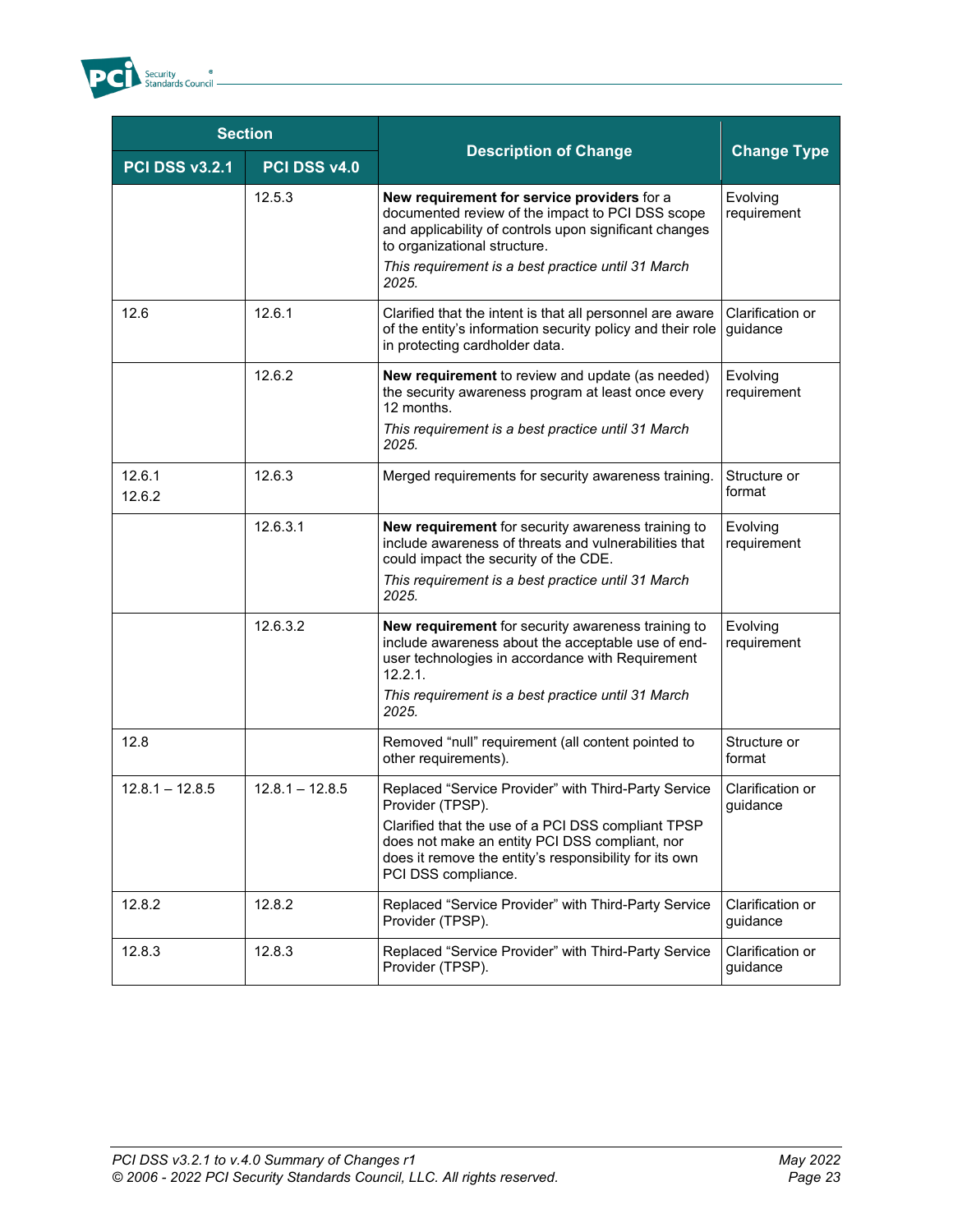| Section | | Description of Change | Change Type |
|---|---|---|---|
| PCI DSS v3.2.1 | PCI DSS v4.0 | | |
| | 12.5.3 | **New requirement for service providers** for a documented review of the impact to PCI DSS scope and applicability of controls upon significant changes to organizational structure.<br>*This requirement is a best practice until 31 March 2025.* | Evolving requirement |
| 12.6 | 12.6.1 | Clarified that the intent is that all personnel are aware of the entity's information security policy and their role in protecting cardholder data. | Clarification or guidance |
| | 12.6.2 | **New requirement** to review and update (as needed) the security awareness program at least once every 12 months.<br>*This requirement is a best practice until 31 March 2025.* | Evolving requirement |
| 12.6.1<br>12.6.2 | 12.6.3 | Merged requirements for security awareness training. | Structure or format |
| | 12.6.3.1 | **New requirement** for security awareness training to include awareness of threats and vulnerabilities that could impact the security of the CDE.<br>*This requirement is a best practice until 31 March 2025.* | Evolving requirement |
| | 12.6.3.2 | **New requirement** for security awareness training to include awareness about the acceptable use of end-user technologies in accordance with Requirement 12.2.1.<br>*This requirement is a best practice until 31 March 2025.* | Evolving requirement |
| 12.8 | | Removed "null" requirement (all content pointed to other requirements). | Structure or format |
| 12.8.1 – 12.8.5 | 12.8.1 – 12.8.5 | Replaced "Service Provider" with Third-Party Service Provider (TPSP).<br>Clarified that the use of a PCI DSS compliant TPSP does not make an entity PCI DSS compliant, nor does it remove the entity's responsibility for its own PCI DSS compliance. | Clarification or guidance |
| 12.8.2 | 12.8.2 | Replaced "Service Provider" with Third-Party Service Provider (TPSP). | Clarification or guidance |
| 12.8.3 | 12.8.3 | Replaced "Service Provider" with Third-Party Service Provider (TPSP). | Clarification or guidance |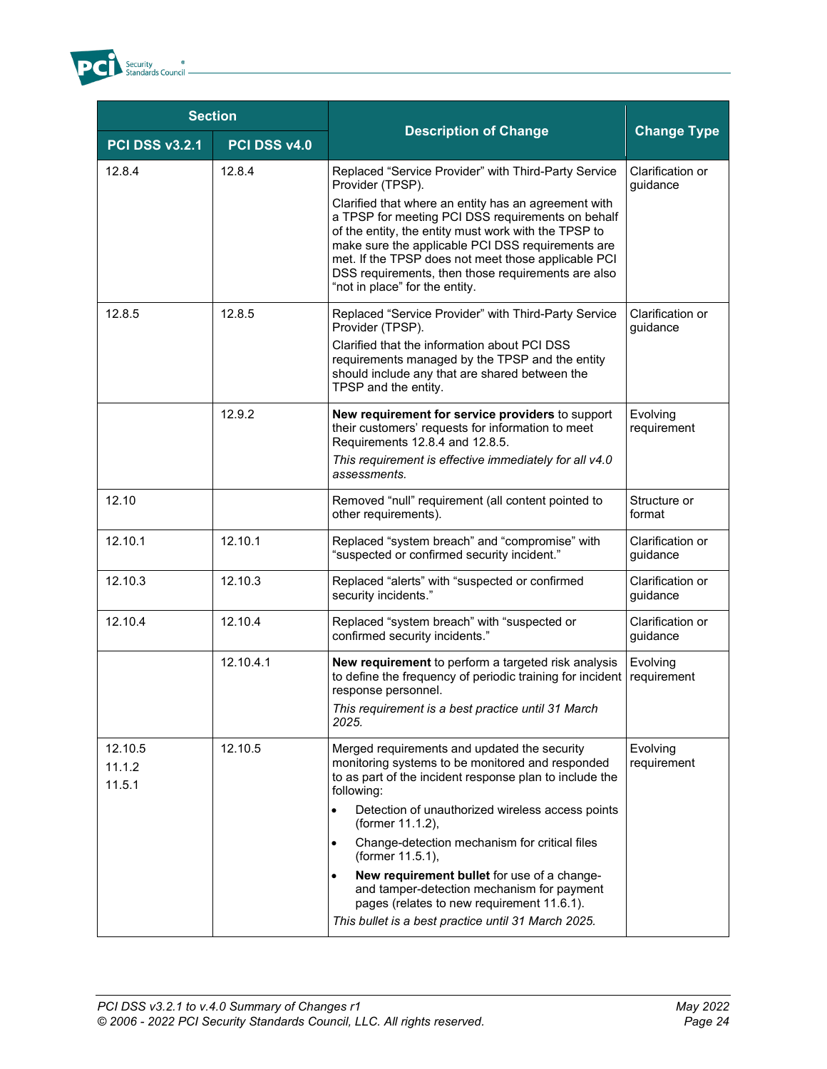| Section | | Description of Change | Change Type |
|---|---|---|---|
| PCI DSS v3.2.1 | PCI DSS v4.0 | | |
| 12.8.4 | 12.8.4 | Replaced “Service Provider” with Third-Party Service Provider (TPSP).<br><br>Clarified that where an entity has an agreement with a TPSP for meeting PCI DSS requirements on behalf of the entity, the entity must work with the TPSP to make sure the applicable PCI DSS requirements are met. If the TPSP does not meet those applicable PCI DSS requirements, then those requirements are also “not in place” for the entity. | Clarification or guidance |
| 12.8.5 | 12.8.5 | Replaced “Service Provider” with Third-Party Service Provider (TPSP).<br><br>Clarified that the information about PCI DSS requirements managed by the TPSP and the entity should include any that are shared between the TPSP and the entity. | Clarification or guidance |
| | 12.9.2 | **New requirement for service providers** to support their customers’ requests for information to meet Requirements 12.8.4 and 12.8.5.<br><br>*This requirement is effective immediately for all v4.0 assessments.* | Evolving requirement |
| 12.10 | | Removed “null” requirement (all content pointed to other requirements). | Structure or format |
| 12.10.1 | 12.10.1 | Replaced “system breach” and “compromise” with “suspected or confirmed security incident.” | Clarification or guidance |
| 12.10.3 | 12.10.3 | Replaced “alerts” with “suspected or confirmed security incidents.” | Clarification or guidance |
| 12.10.4 | 12.10.4 | Replaced “system breach” with “suspected or confirmed security incidents.” | Clarification or guidance |
| | 12.10.4.1 | **New requirement** to perform a targeted risk analysis to define the frequency of periodic training for incident response personnel.<br><br>*This requirement is a best practice until 31 March 2025.* | Evolving requirement |
| 12.10.5<br>11.1.2<br>11.5.1 | 12.10.5 | Merged requirements and updated the security monitoring systems to be monitored and responded to as part of the incident response plan to include the following:<br>• Detection of unauthorized wireless access points (former 11.1.2),<br>• Change-detection mechanism for critical files (former 11.5.1),<br>• **New requirement bullet** for use of a change- and tamper-detection mechanism for payment pages (relates to new requirement 11.6.1).<br><br>*This bullet is a best practice until 31 March 2025.* | Evolving requirement |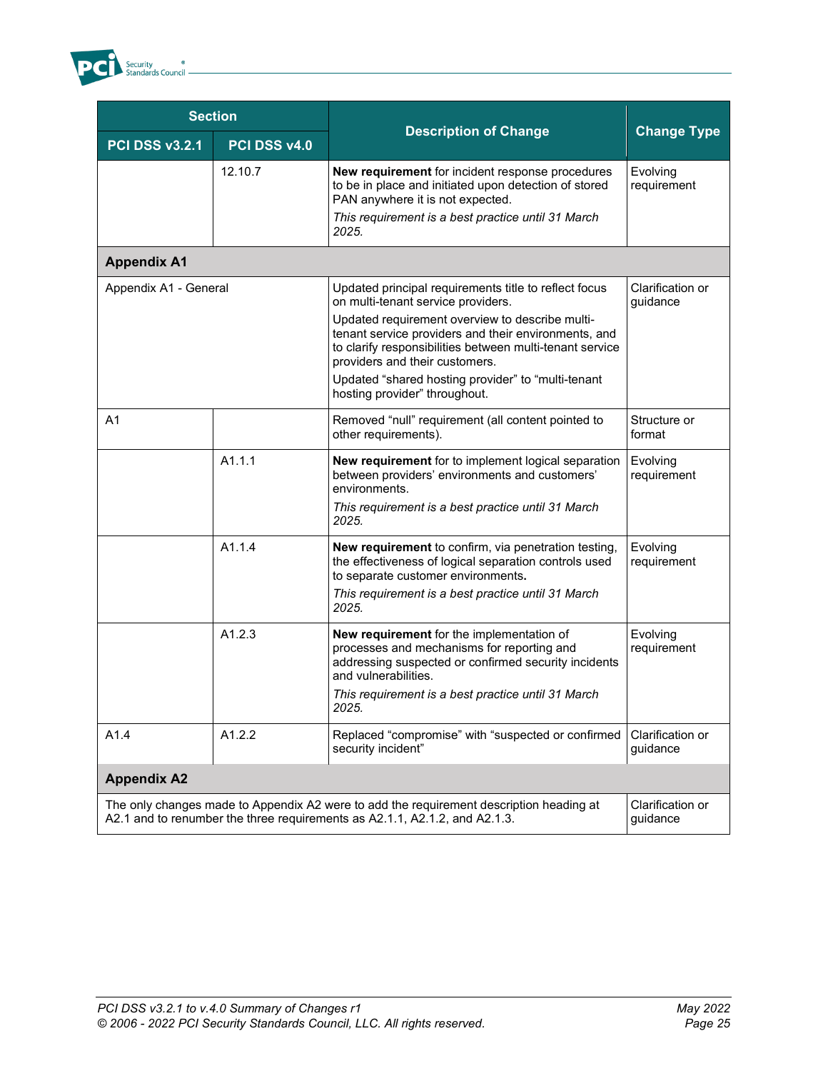| Section | | Description of Change | Change Type |
|---|---|---|---|
| **PCI DSS v3.2.1** | **PCI DSS v4.0** | | |
| | 12.10.7 | **New requirement** for incident response procedures to be in place and initiated upon detection of stored PAN anywhere it is not expected.<br>*This requirement is a best practice until 31 March 2025.* | Evolving requirement |
| **Appendix A1** | | | |
| Appendix A1 - General | | Updated principal requirements title to reflect focus on multi-tenant service providers.<br>Updated requirement overview to describe multi-tenant service providers and their environments, and to clarify responsibilities between multi-tenant service providers and their customers.<br>Updated "shared hosting provider" to "multi-tenant hosting provider" throughout. | Clarification or guidance |
| A1 | | Removed "null" requirement (all content pointed to other requirements). | Structure or format |
| | A1.1.1 | **New requirement** for to implement logical separation between providers' environments and customers' environments.<br>*This requirement is a best practice until 31 March 2025.* | Evolving requirement |
| | A1.1.4 | **New requirement** to confirm, via penetration testing, the effectiveness of logical separation controls used to separate customer environments**.**<br>*This requirement is a best practice until 31 March 2025.* | Evolving requirement |
| | A1.2.3 | **New requirement** for the implementation of processes and mechanisms for reporting and addressing suspected or confirmed security incidents and vulnerabilities.<br>*This requirement is a best practice until 31 March 2025.* | Evolving requirement |
| A1.4 | A1.2.2 | Replaced "compromise" with "suspected or confirmed security incident" | Clarification or guidance |
| **Appendix A2** | | | |
| The only changes made to Appendix A2 were to add the requirement description heading at A2.1 and to renumber the three requirements as A2.1.1, A2.1.2, and A2.1.3. | | | Clarification or guidance |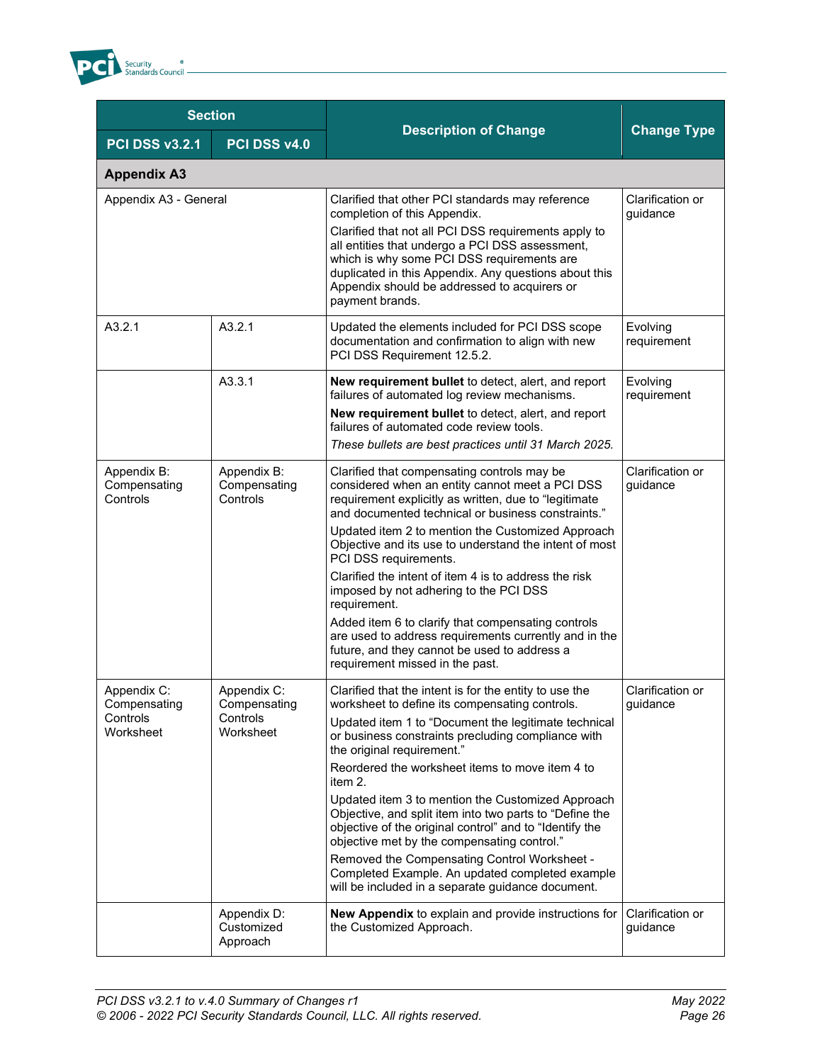| Section | | Description of Change | Change Type |
|---|---|---|---|
| **PCI DSS v3.2.1** | **PCI DSS v4.0** | | |
| **Appendix A3** | | | |
| Appendix A3 - General | | Clarified that other PCI standards may reference completion of this Appendix.<br>Clarified that not all PCI DSS requirements apply to all entities that undergo a PCI DSS assessment, which is why some PCI DSS requirements are duplicated in this Appendix. Any questions about this Appendix should be addressed to acquirers or payment brands. | Clarification or guidance |
| A3.2.1 | A3.2.1 | Updated the elements included for PCI DSS scope documentation and confirmation to align with new PCI DSS Requirement 12.5.2. | Evolving requirement |
| | A3.3.1 | **New requirement bullet** to detect, alert, and report failures of automated log review mechanisms.<br>**New requirement bullet** to detect, alert, and report failures of automated code review tools.<br>*These bullets are best practices until 31 March 2025.* | Evolving requirement |
| Appendix B: Compensating Controls | Appendix B: Compensating Controls | Clarified that compensating controls may be considered when an entity cannot meet a PCI DSS requirement explicitly as written, due to "legitimate and documented technical or business constraints."<br>Updated item 2 to mention the Customized Approach Objective and its use to understand the intent of most PCI DSS requirements.<br>Clarified the intent of item 4 is to address the risk imposed by not adhering to the PCI DSS requirement.<br>Added item 6 to clarify that compensating controls are used to address requirements currently and in the future, and they cannot be used to address a requirement missed in the past. | Clarification or guidance |
| Appendix C: Compensating Controls Worksheet | Appendix C: Compensating Controls Worksheet | Clarified that the intent is for the entity to use the worksheet to define its compensating controls.<br>Updated item 1 to "Document the legitimate technical or business constraints precluding compliance with the original requirement."<br>Reordered the worksheet items to move item 4 to item 2.<br>Updated item 3 to mention the Customized Approach Objective, and split item into two parts to "Define the objective of the original control" and to "Identify the objective met by the compensating control."<br>Removed the Compensating Control Worksheet - Completed Example. An updated completed example will be included in a separate guidance document. | Clarification or guidance |
| | Appendix D: Customized Approach | **New Appendix** to explain and provide instructions for the Customized Approach. | Clarification or guidance |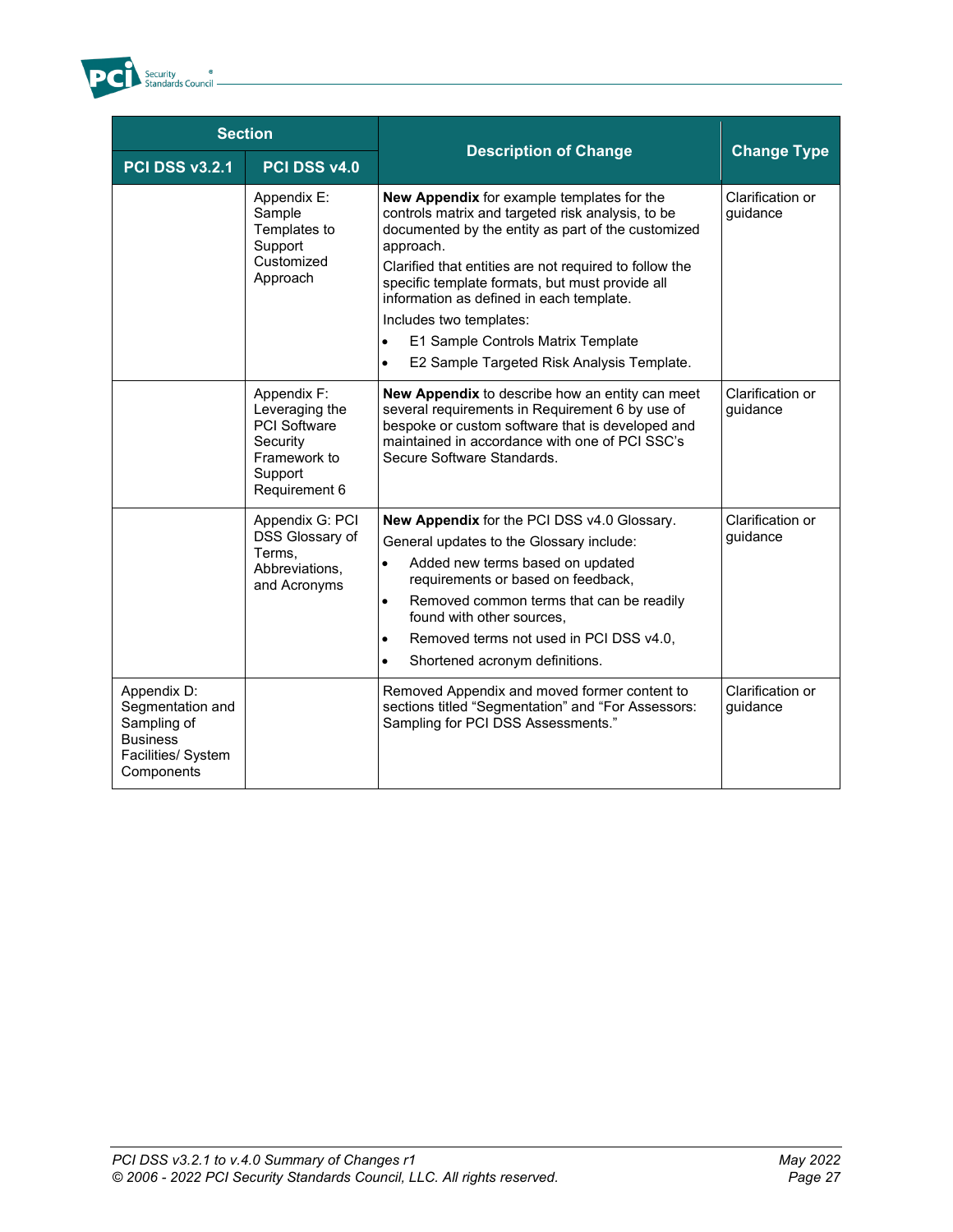| Section | | Description of Change | Change Type |
|---|---|---|---|
| PCI DSS v3.2.1 | PCI DSS v4.0 | | |
| | Appendix E: Sample Templates to Support Customized Approach | **New Appendix** for example templates for the controls matrix and targeted risk analysis, to be documented by the entity as part of the customized approach.<br>Clarified that entities are not required to follow the specific template formats, but must provide all information as defined in each template.<br>Includes two templates:<br>• E1 Sample Controls Matrix Template<br>• E2 Sample Targeted Risk Analysis Template. | Clarification or guidance |
| | Appendix F: Leveraging the PCI Software Security Framework to Support Requirement 6 | **New Appendix** to describe how an entity can meet several requirements in Requirement 6 by use of bespoke or custom software that is developed and maintained in accordance with one of PCI SSC's Secure Software Standards. | Clarification or guidance |
| | Appendix G: PCI DSS Glossary of Terms, Abbreviations, and Acronyms | **New Appendix** for the PCI DSS v4.0 Glossary.<br>General updates to the Glossary include:<br>• Added new terms based on updated requirements or based on feedback,<br>• Removed common terms that can be readily found with other sources,<br>• Removed terms not used in PCI DSS v4.0,<br>• Shortened acronym definitions. | Clarification or guidance |
| Appendix D: Segmentation and Sampling of Business Facilities/ System Components | | Removed Appendix and moved former content to sections titled "Segmentation" and "For Assessors: Sampling for PCI DSS Assessments." | Clarification or guidance |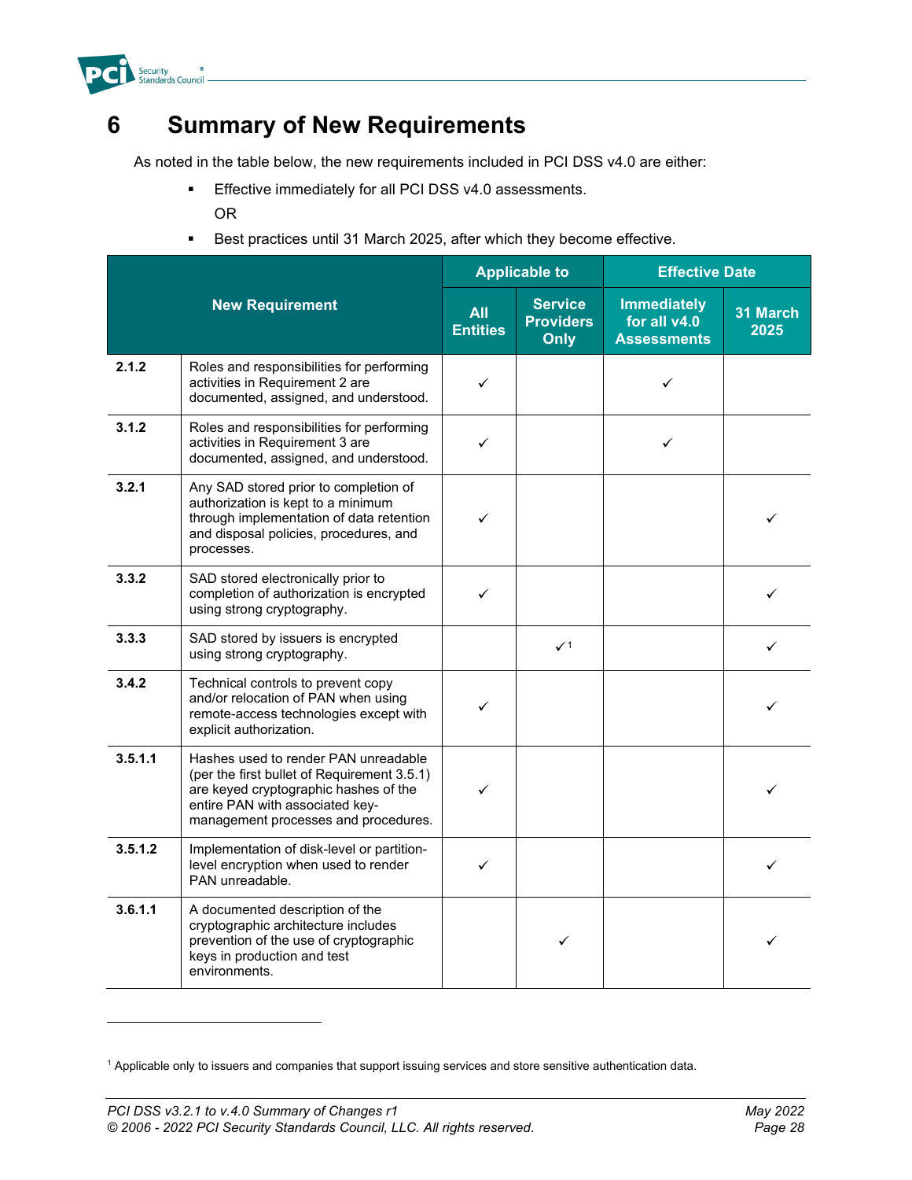# 6 Summary of New Requirements

As noted in the table below, the new requirements included in PCI DSS v4.0 are either:

- Effective immediately for all PCI DSS v4.0 assessments.

  OR

- Best practices until 31 March 2025, after which they become effective.

| New Requirement | | Applicable to | | Effective Date | |
|---|---|---|---|---|---|
| | | All Entities | Service Providers Only | Immediately for all v4.0 Assessments | 31 March 2025 |
| **2.1.2** | Roles and responsibilities for performing activities in Requirement 2 are documented, assigned, and understood. | ✓ | | ✓ | |
| **3.1.2** | Roles and responsibilities for performing activities in Requirement 3 are documented, assigned, and understood. | ✓ | | ✓ | |
| **3.2.1** | Any SAD stored prior to completion of authorization is kept to a minimum through implementation of data retention and disposal policies, procedures, and processes. | ✓ | | | ✓ |
| **3.3.2** | SAD stored electronically prior to completion of authorization is encrypted using strong cryptography. | ✓ | | | ✓ |
| **3.3.3** | SAD stored by issuers is encrypted using strong cryptography. | | ✓[1] | | ✓ |
| **3.4.2** | Technical controls to prevent copy and/or relocation of PAN when using remote-access technologies except with explicit authorization. | ✓ | | | ✓ |
| **3.5.1.1** | Hashes used to render PAN unreadable (per the first bullet of Requirement 3.5.1) are keyed cryptographic hashes of the entire PAN with associated key-management processes and procedures. | ✓ | | | ✓ |
| **3.5.1.2** | Implementation of disk-level or partition-level encryption when used to render PAN unreadable. | ✓ | | | ✓ |
| **3.6.1.1** | A documented description of the cryptographic architecture includes prevention of the use of cryptographic keys in production and test environments. | | ✓ | | ✓ |

[1] Applicable only to issuers and companies that support issuing services and store sensitive authentication data.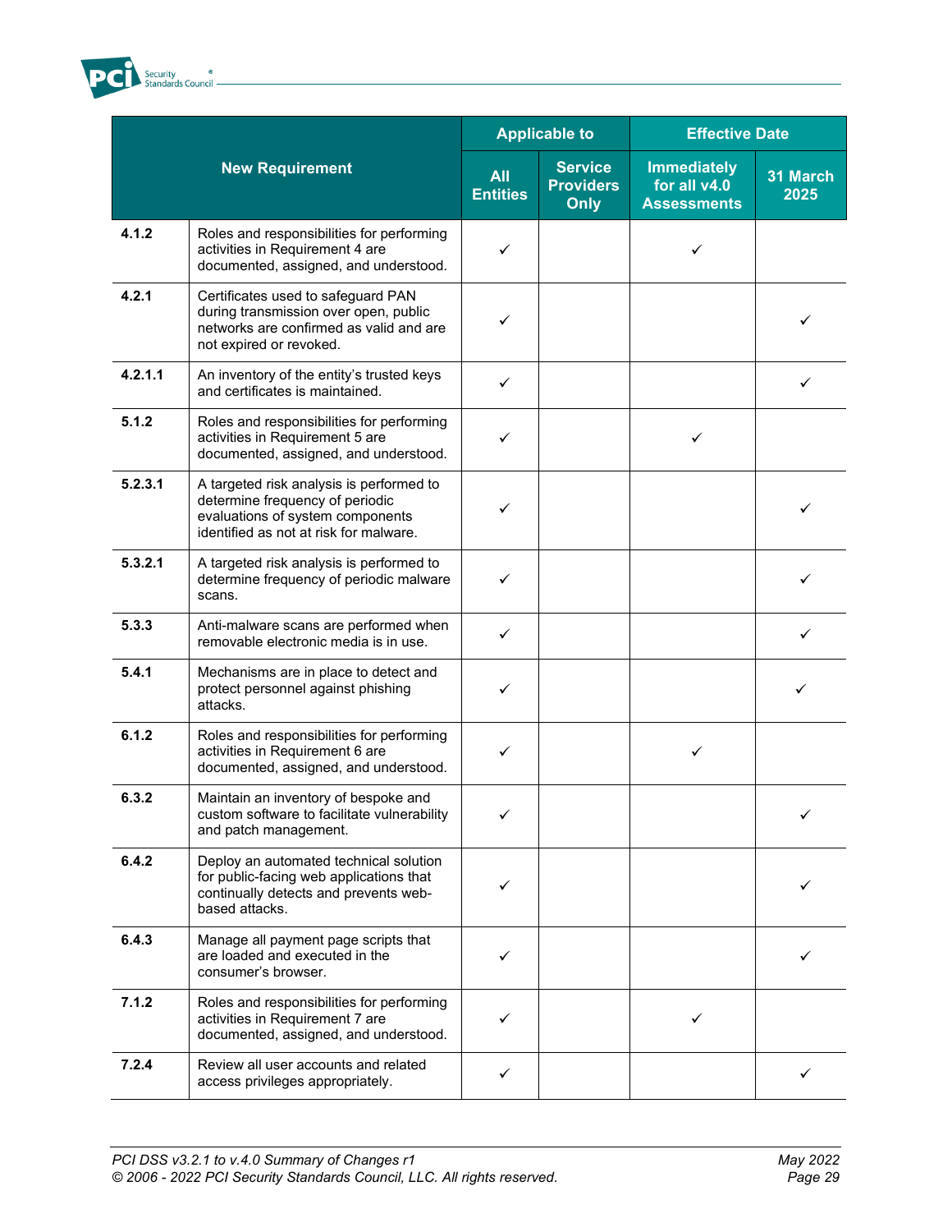| New Requirement | | Applicable to | | Effective Date | |
|---|---|---|---|---|---|
| | | All Entities | Service Providers Only | Immediately for all v4.0 Assessments | 31 March 2025 |
| 4.1.2 | Roles and responsibilities for performing activities in Requirement 4 are documented, assigned, and understood. | ✓ | | ✓ | |
| 4.2.1 | Certificates used to safeguard PAN during transmission over open, public networks are confirmed as valid and are not expired or revoked. | ✓ | | | ✓ |
| 4.2.1.1 | An inventory of the entity's trusted keys and certificates is maintained. | ✓ | | | ✓ |
| 5.1.2 | Roles and responsibilities for performing activities in Requirement 5 are documented, assigned, and understood. | ✓ | | ✓ | |
| 5.2.3.1 | A targeted risk analysis is performed to determine frequency of periodic evaluations of system components identified as not at risk for malware. | ✓ | | | ✓ |
| 5.3.2.1 | A targeted risk analysis is performed to determine frequency of periodic malware scans. | ✓ | | | ✓ |
| 5.3.3 | Anti-malware scans are performed when removable electronic media is in use. | ✓ | | | ✓ |
| 5.4.1 | Mechanisms are in place to detect and protect personnel against phishing attacks. | ✓ | | | ✓ |
| 6.1.2 | Roles and responsibilities for performing activities in Requirement 6 are documented, assigned, and understood. | ✓ | | ✓ | |
| 6.3.2 | Maintain an inventory of bespoke and custom software to facilitate vulnerability and patch management. | ✓ | | | ✓ |
| 6.4.2 | Deploy an automated technical solution for public-facing web applications that continually detects and prevents web-based attacks. | ✓ | | | ✓ |
| 6.4.3 | Manage all payment page scripts that are loaded and executed in the consumer's browser. | ✓ | | | ✓ |
| 7.1.2 | Roles and responsibilities for performing activities in Requirement 7 are documented, assigned, and understood. | ✓ | | ✓ | |
| 7.2.4 | Review all user accounts and related access privileges appropriately. | ✓ | | | ✓ |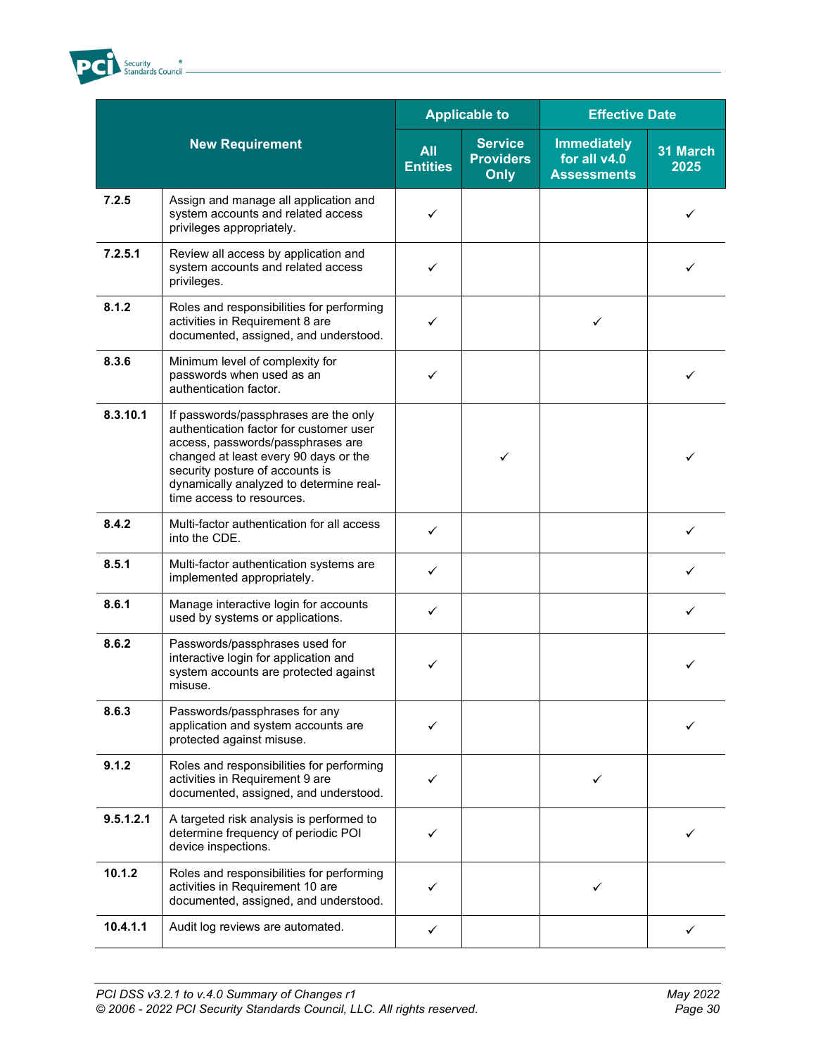| New Requirement | | Applicable to | | Effective Date | |
|---|---|---|---|---|---|
| | | All Entities | Service Providers Only | Immediately for all v4.0 Assessments | 31 March 2025 |
| **7.2.5** | Assign and manage all application and system accounts and related access privileges appropriately. | ✓ | | | ✓ |
| **7.2.5.1** | Review all access by application and system accounts and related access privileges. | ✓ | | | ✓ |
| **8.1.2** | Roles and responsibilities for performing activities in Requirement 8 are documented, assigned, and understood. | ✓ | | ✓ | |
| **8.3.6** | Minimum level of complexity for passwords when used as an authentication factor. | ✓ | | | ✓ |
| **8.3.10.1** | If passwords/passphrases are the only authentication factor for customer user access, passwords/passphrases are changed at least every 90 days or the security posture of accounts is dynamically analyzed to determine real-time access to resources. | | ✓ | | ✓ |
| **8.4.2** | Multi-factor authentication for all access into the CDE. | ✓ | | | ✓ |
| **8.5.1** | Multi-factor authentication systems are implemented appropriately. | ✓ | | | ✓ |
| **8.6.1** | Manage interactive login for accounts used by systems or applications. | ✓ | | | ✓ |
| **8.6.2** | Passwords/passphrases used for interactive login for application and system accounts are protected against misuse. | ✓ | | | ✓ |
| **8.6.3** | Passwords/passphrases for any application and system accounts are protected against misuse. | ✓ | | | ✓ |
| **9.1.2** | Roles and responsibilities for performing activities in Requirement 9 are documented, assigned, and understood. | ✓ | | ✓ | |
| **9.5.1.2.1** | A targeted risk analysis is performed to determine frequency of periodic POI device inspections. | ✓ | | | ✓ |
| **10.1.2** | Roles and responsibilities for performing activities in Requirement 10 are documented, assigned, and understood. | ✓ | | ✓ | |
| **10.4.1.1** | Audit log reviews are automated. | ✓ | | | ✓ |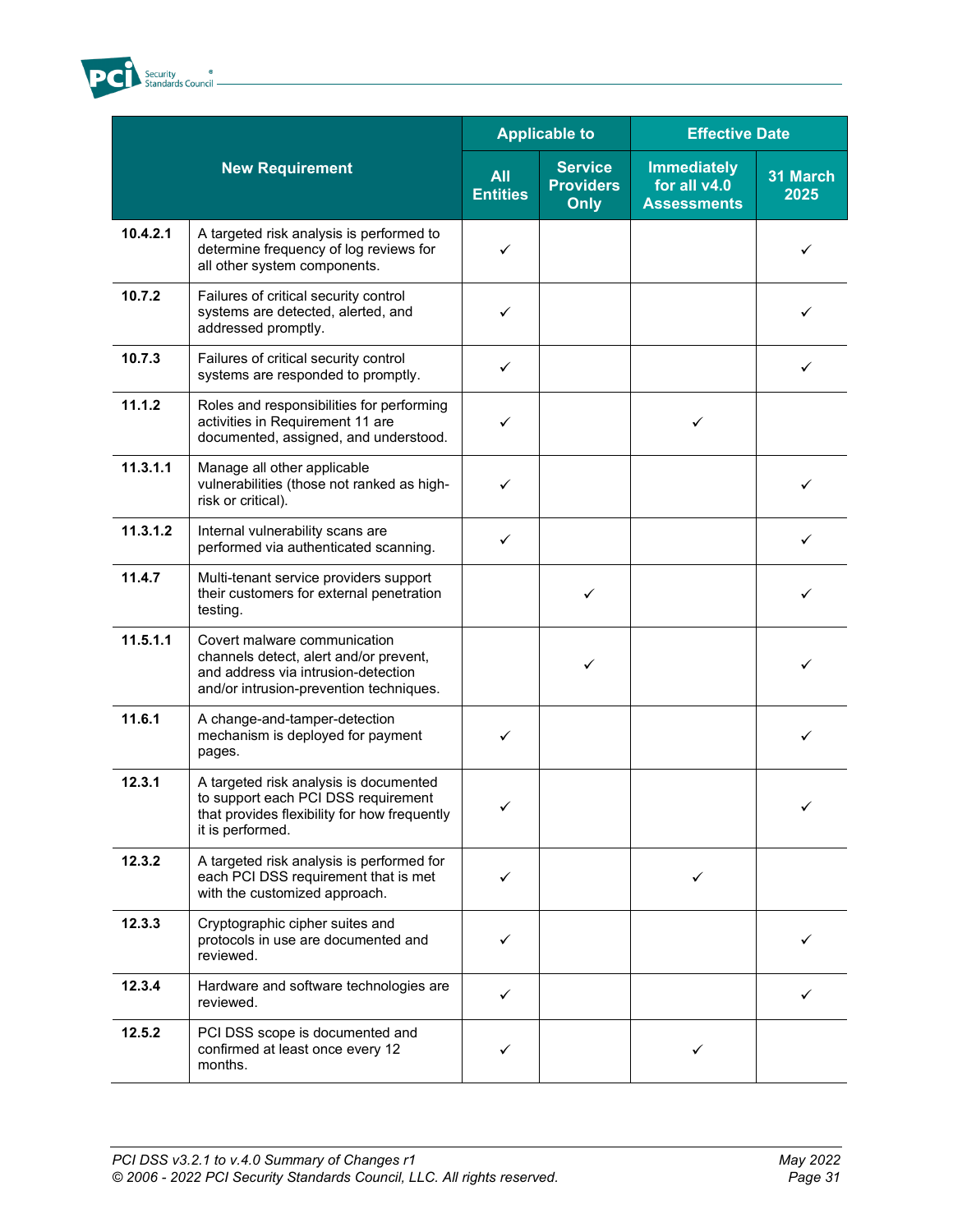| New Requirement | | Applicable to | | Effective Date | |
|---|---|---|---|---|---|
| | | All Entities | Service Providers Only | Immediately for all v4.0 Assessments | 31 March 2025 |
| 10.4.2.1 | A targeted risk analysis is performed to determine frequency of log reviews for all other system components. | ✓ | | | ✓ |
| 10.7.2 | Failures of critical security control systems are detected, alerted, and addressed promptly. | ✓ | | | ✓ |
| 10.7.3 | Failures of critical security control systems are responded to promptly. | ✓ | | | ✓ |
| 11.1.2 | Roles and responsibilities for performing activities in Requirement 11 are documented, assigned, and understood. | ✓ | | ✓ | |
| 11.3.1.1 | Manage all other applicable vulnerabilities (those not ranked as high-risk or critical). | ✓ | | | ✓ |
| 11.3.1.2 | Internal vulnerability scans are performed via authenticated scanning. | ✓ | | | ✓ |
| 11.4.7 | Multi-tenant service providers support their customers for external penetration testing. | | ✓ | | ✓ |
| 11.5.1.1 | Covert malware communication channels detect, alert and/or prevent, and address via intrusion-detection and/or intrusion-prevention techniques. | | ✓ | | ✓ |
| 11.6.1 | A change-and-tamper-detection mechanism is deployed for payment pages. | ✓ | | | ✓ |
| 12.3.1 | A targeted risk analysis is documented to support each PCI DSS requirement that provides flexibility for how frequently it is performed. | ✓ | | | ✓ |
| 12.3.2 | A targeted risk analysis is performed for each PCI DSS requirement that is met with the customized approach. | ✓ | | ✓ | |
| 12.3.3 | Cryptographic cipher suites and protocols in use are documented and reviewed. | ✓ | | | ✓ |
| 12.3.4 | Hardware and software technologies are reviewed. | ✓ | | | ✓ |
| 12.5.2 | PCI DSS scope is documented and confirmed at least once every 12 months. | ✓ | | ✓ | |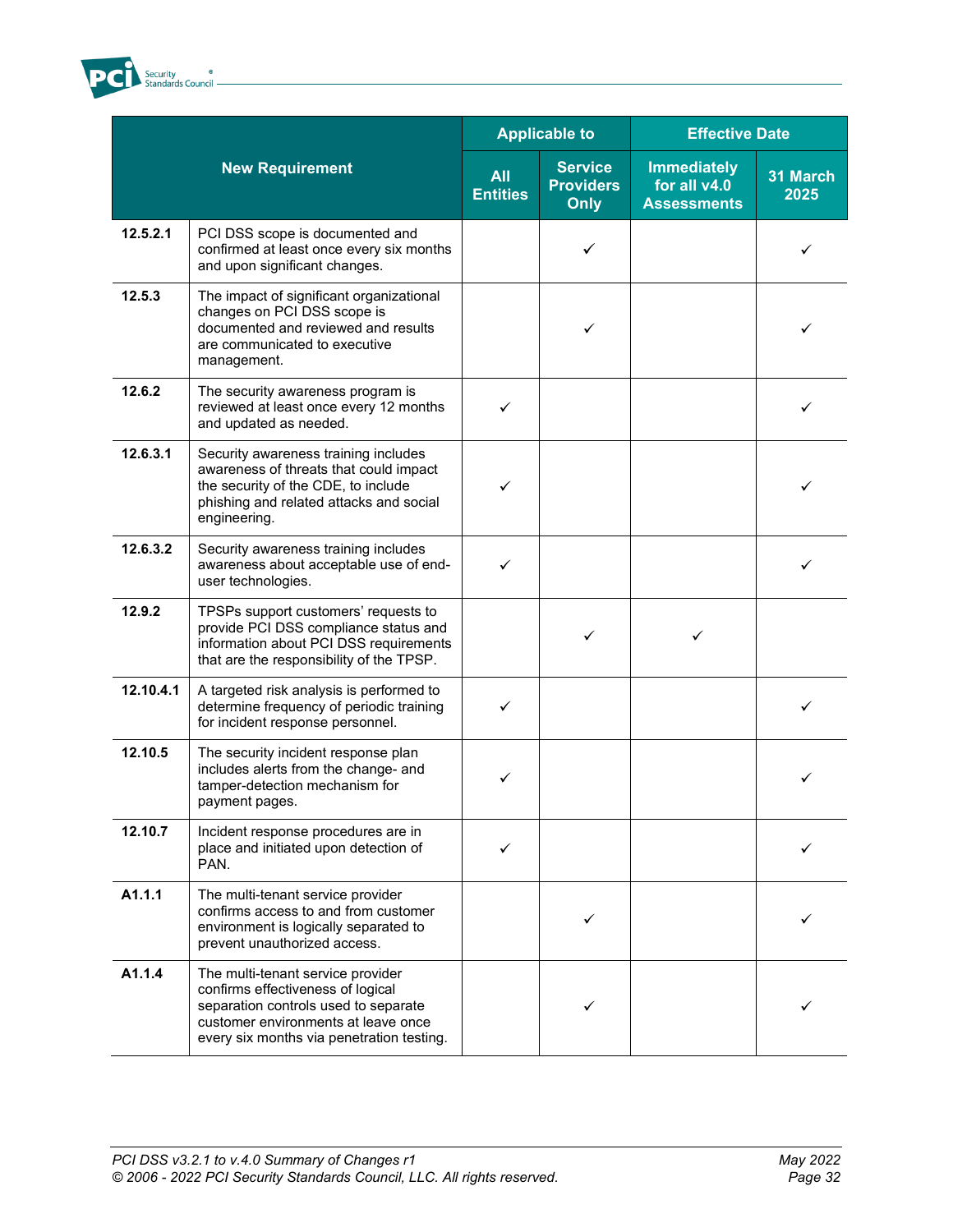| New Requirement | | Applicable to | | Effective Date | |
|---|---|---|---|---|---|
| | | All Entities | Service Providers Only | Immediately for all v4.0 Assessments | 31 March 2025 |
| 12.5.2.1 | PCI DSS scope is documented and confirmed at least once every six months and upon significant changes. | | ✓ | | ✓ |
| 12.5.3 | The impact of significant organizational changes on PCI DSS scope is documented and reviewed and results are communicated to executive management. | | ✓ | | ✓ |
| 12.6.2 | The security awareness program is reviewed at least once every 12 months and updated as needed. | ✓ | | | ✓ |
| 12.6.3.1 | Security awareness training includes awareness of threats that could impact the security of the CDE, to include phishing and related attacks and social engineering. | ✓ | | | ✓ |
| 12.6.3.2 | Security awareness training includes awareness about acceptable use of end-user technologies. | ✓ | | | ✓ |
| 12.9.2 | TPSPs support customers' requests to provide PCI DSS compliance status and information about PCI DSS requirements that are the responsibility of the TPSP. | | ✓ | ✓ | |
| 12.10.4.1 | A targeted risk analysis is performed to determine frequency of periodic training for incident response personnel. | ✓ | | | ✓ |
| 12.10.5 | The security incident response plan includes alerts from the change- and tamper-detection mechanism for payment pages. | ✓ | | | ✓ |
| 12.10.7 | Incident response procedures are in place and initiated upon detection of PAN. | ✓ | | | ✓ |
| A1.1.1 | The multi-tenant service provider confirms access to and from customer environment is logically separated to prevent unauthorized access. | | ✓ | | ✓ |
| A1.1.4 | The multi-tenant service provider confirms effectiveness of logical separation controls used to separate customer environments at leave once every six months via penetration testing. | | ✓ | | ✓ |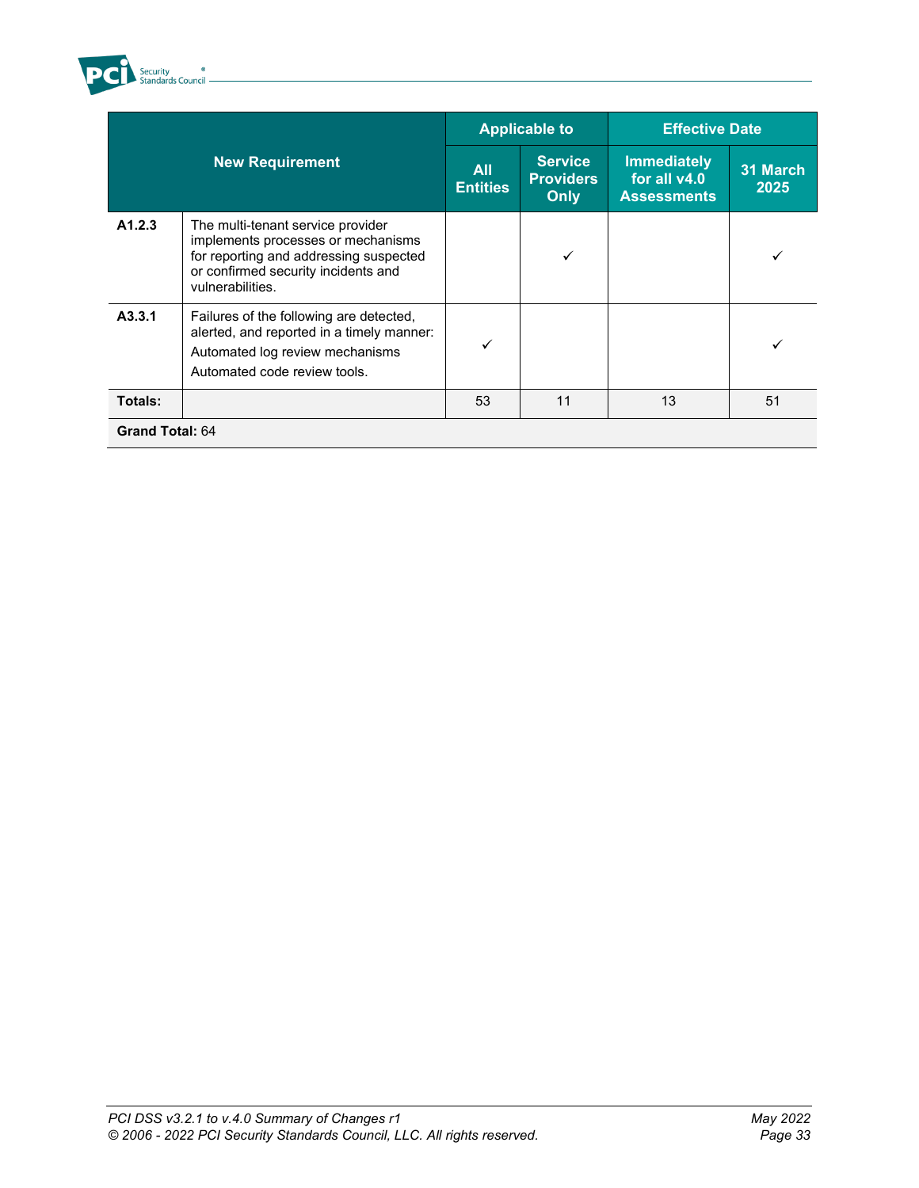| New Requirement | | Applicable to | | Effective Date | |
|---|---|---|---|---|---|
| | | All Entities | Service Providers Only | Immediately for all v4.0 Assessments | 31 March 2025 |
| **A1.2.3** | The multi-tenant service provider implements processes or mechanisms for reporting and addressing suspected or confirmed security incidents and vulnerabilities. | | ✓ | | ✓ |
| **A3.3.1** | Failures of the following are detected, alerted, and reported in a timely manner:<br>Automated log review mechanisms<br>Automated code review tools. | ✓ | | | ✓ |
| **Totals:** | | 53 | 11 | 13 | 51 |
| **Grand Total:** 64 | | | | | |